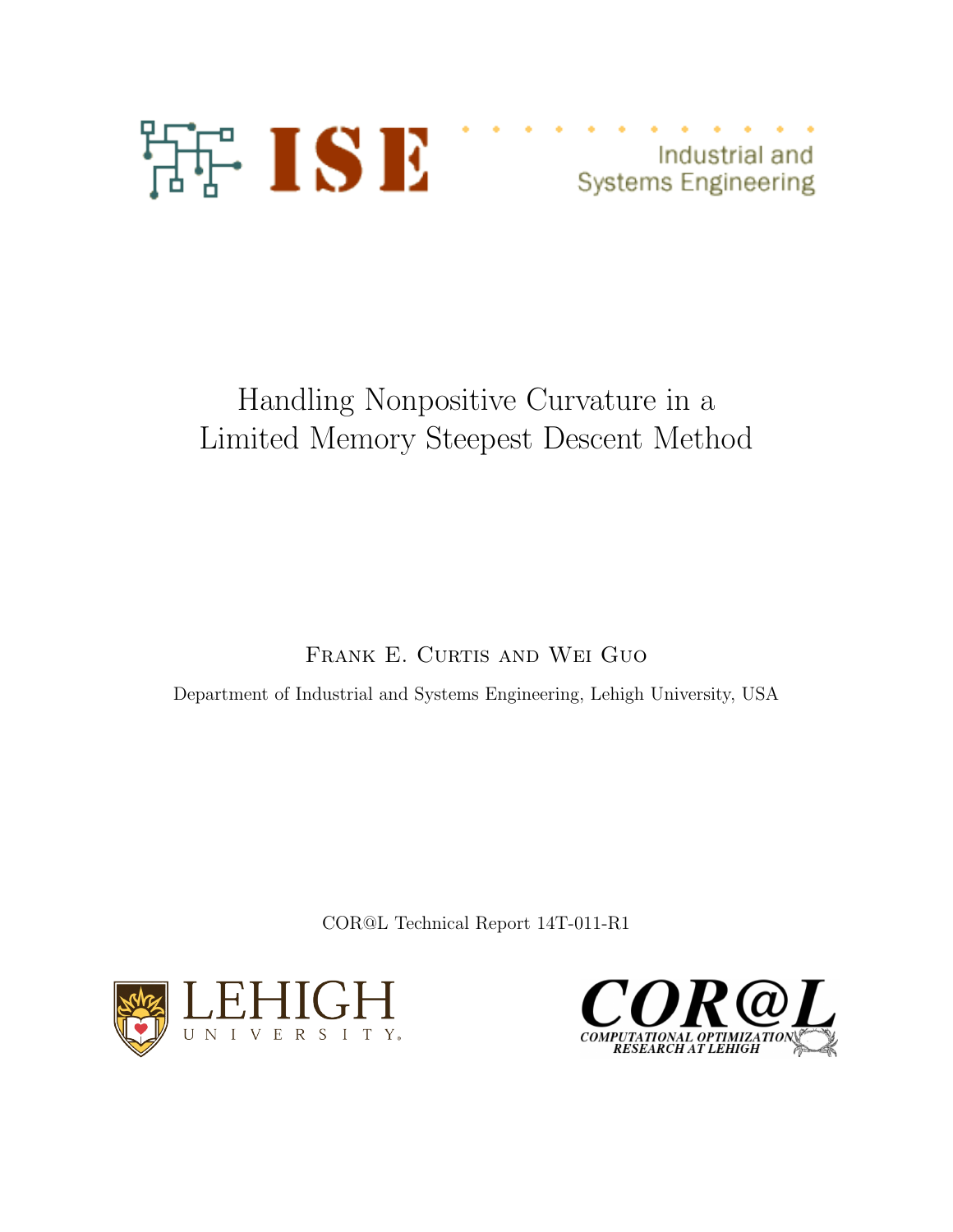ISE Industrial and Systems Engineering

# Handling Nonpositive Curvature in a Limited Memory Steepest Descent Method

Frank E. Curtis and Wei Guo

Department of Industrial and Systems Engineering, Lehigh University, USA

COR@L Technical Report 14T-011-R1

LEHIGH UNIVERSITY

COR@L COMPUTATIONAL OPTIMIZATION RESEARCH AT LEHIGH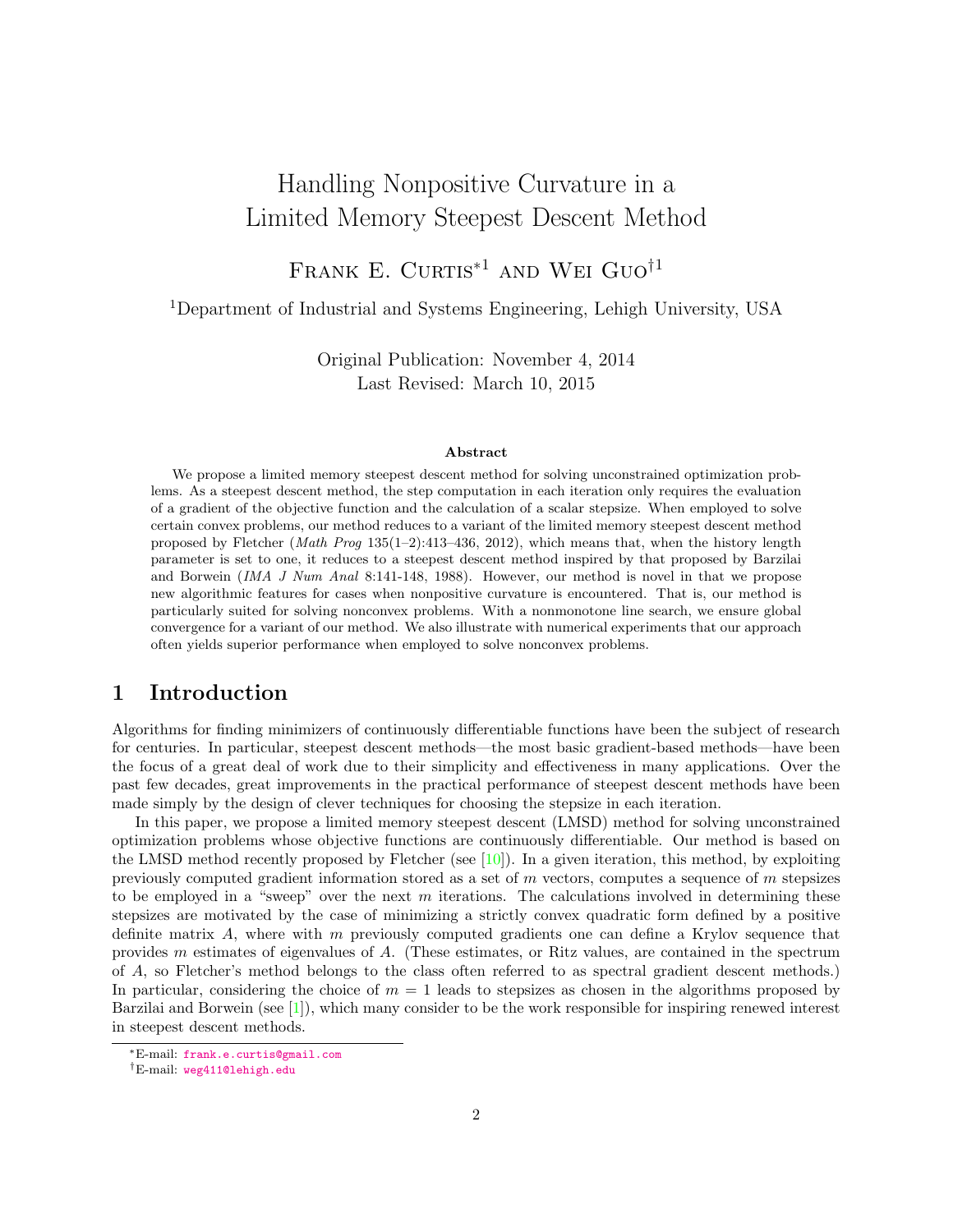# Handling Nonpositive Curvature in a Limited Memory Steepest Descent Method

Frank E. Curtis*[1] and Wei Guo†[1]

[1]Department of Industrial and Systems Engineering, Lehigh University, USA

Original Publication: November 4, 2014
Last Revised: March 10, 2015

**Abstract**

We propose a limited memory steepest descent method for solving unconstrained optimization problems. As a steepest descent method, the step computation in each iteration only requires the evaluation of a gradient of the objective function and the calculation of a scalar stepsize. When employed to solve certain convex problems, our method reduces to a variant of the limited memory steepest descent method proposed by Fletcher (*Math Prog* 135(1–2):413–436, 2012), which means that, when the history length parameter is set to one, it reduces to a steepest descent method inspired by that proposed by Barzilai and Borwein (*IMA J Num Anal* 8:141-148, 1988). However, our method is novel in that we propose new algorithmic features for cases when nonpositive curvature is encountered. That is, our method is particularly suited for solving nonconvex problems. With a nonmonotone line search, we ensure global convergence for a variant of our method. We also illustrate with numerical experiments that our approach often yields superior performance when employed to solve nonconvex problems.

## 1 Introduction

Algorithms for finding minimizers of continuously differentiable functions have been the subject of research for centuries. In particular, steepest descent methods—the most basic gradient-based methods—have been the focus of a great deal of work due to their simplicity and effectiveness in many applications. Over the past few decades, great improvements in the practical performance of steepest descent methods have been made simply by the design of clever techniques for choosing the stepsize in each iteration.

In this paper, we propose a limited memory steepest descent (LMSD) method for solving unconstrained optimization problems whose objective functions are continuously differentiable. Our method is based on the LMSD method recently proposed by Fletcher (see [10]). In a given iteration, this method, by exploiting previously computed gradient information stored as a set of $m$ vectors, computes a sequence of $m$ stepsizes to be employed in a "sweep" over the next $m$ iterations. The calculations involved in determining these stepsizes are motivated by the case of minimizing a strictly convex quadratic form defined by a positive definite matrix $A$, where with $m$ previously computed gradients one can define a Krylov sequence that provides $m$ estimates of eigenvalues of $A$. (These estimates, or Ritz values, are contained in the spectrum of $A$, so Fletcher's method belongs to the class often referred to as spectral gradient descent methods.) In particular, considering the choice of $m = 1$ leads to stepsizes as chosen in the algorithms proposed by Barzilai and Borwein (see [1]), which many consider to be the work responsible for inspiring renewed interest in steepest descent methods.

*E-mail: frank.e.curtis@gmail.com

†E-mail: weg411@lehigh.edu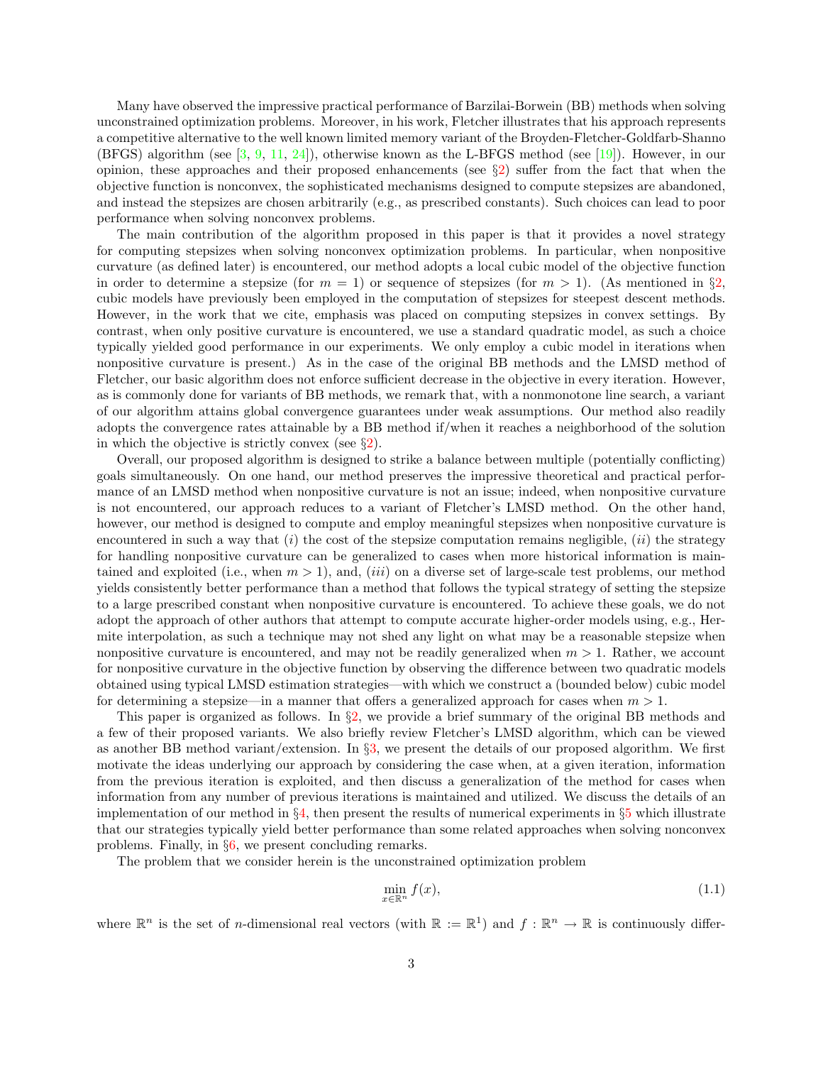Many have observed the impressive practical performance of Barzilai-Borwein (BB) methods when solving unconstrained optimization problems. Moreover, in his work, Fletcher illustrates that his approach represents a competitive alternative to the well known limited memory variant of the Broyden-Fletcher-Goldfarb-Shanno (BFGS) algorithm (see [3, 9, 11, 24]), otherwise known as the L-BFGS method (see [19]). However, in our opinion, these approaches and their proposed enhancements (see §2) suffer from the fact that when the objective function is nonconvex, the sophisticated mechanisms designed to compute stepsizes are abandoned, and instead the stepsizes are chosen arbitrarily (e.g., as prescribed constants). Such choices can lead to poor performance when solving nonconvex problems.

The main contribution of the algorithm proposed in this paper is that it provides a novel strategy for computing stepsizes when solving nonconvex optimization problems. In particular, when nonpositive curvature (as defined later) is encountered, our method adopts a local cubic model of the objective function in order to determine a stepsize (for $m = 1$) or sequence of stepsizes (for $m > 1$). (As mentioned in §2, cubic models have previously been employed in the computation of stepsizes for steepest descent methods. However, in the work that we cite, emphasis was placed on computing stepsizes in convex settings. By contrast, when only positive curvature is encountered, we use a standard quadratic model, as such a choice typically yielded good performance in our experiments. We only employ a cubic model in iterations when nonpositive curvature is present.) As in the case of the original BB methods and the LMSD method of Fletcher, our basic algorithm does not enforce sufficient decrease in the objective in every iteration. However, as is commonly done for variants of BB methods, we remark that, with a nonmonotone line search, a variant of our algorithm attains global convergence guarantees under weak assumptions. Our method also readily adopts the convergence rates attainable by a BB method if/when it reaches a neighborhood of the solution in which the objective is strictly convex (see §2).

Overall, our proposed algorithm is designed to strike a balance between multiple (potentially conflicting) goals simultaneously. On one hand, our method preserves the impressive theoretical and practical performance of an LMSD method when nonpositive curvature is not an issue; indeed, when nonpositive curvature is not encountered, our approach reduces to a variant of Fletcher's LMSD method. On the other hand, however, our method is designed to compute and employ meaningful stepsizes when nonpositive curvature is encountered in such a way that (*i*) the cost of the stepsize computation remains negligible, (*ii*) the strategy for handling nonpositive curvature can be generalized to cases when more historical information is maintained and exploited (i.e., when $m > 1$), and, (*iii*) on a diverse set of large-scale test problems, our method yields consistently better performance than a method that follows the typical strategy of setting the stepsize to a large prescribed constant when nonpositive curvature is encountered. To achieve these goals, we do not adopt the approach of other authors that attempt to compute accurate higher-order models using, e.g., Hermite interpolation, as such a technique may not shed any light on what may be a reasonable stepsize when nonpositive curvature is encountered, and may not be readily generalized when $m > 1$. Rather, we account for nonpositive curvature in the objective function by observing the difference between two quadratic models obtained using typical LMSD estimation strategies—with which we construct a (bounded below) cubic model for determining a stepsize—in a manner that offers a generalized approach for cases when $m > 1$.

This paper is organized as follows. In §2, we provide a brief summary of the original BB methods and a few of their proposed variants. We also briefly review Fletcher's LMSD algorithm, which can be viewed as another BB method variant/extension. In §3, we present the details of our proposed algorithm. We first motivate the ideas underlying our approach by considering the case when, at a given iteration, information from the previous iteration is exploited, and then discuss a generalization of the method for cases when information from any number of previous iterations is maintained and utilized. We discuss the details of an implementation of our method in §4, then present the results of numerical experiments in §5 which illustrate that our strategies typically yield better performance than some related approaches when solving nonconvex problems. Finally, in §6, we present concluding remarks.

The problem that we consider herein is the unconstrained optimization problem

$$\min_{x \in \mathbb{R}^n} f(x), \tag{1.1}$$

where $\mathbb{R}^n$ is the set of $n$-dimensional real vectors (with $\mathbb{R} := \mathbb{R}^1$) and $f : \mathbb{R}^n \to \mathbb{R}$ is continuously differ-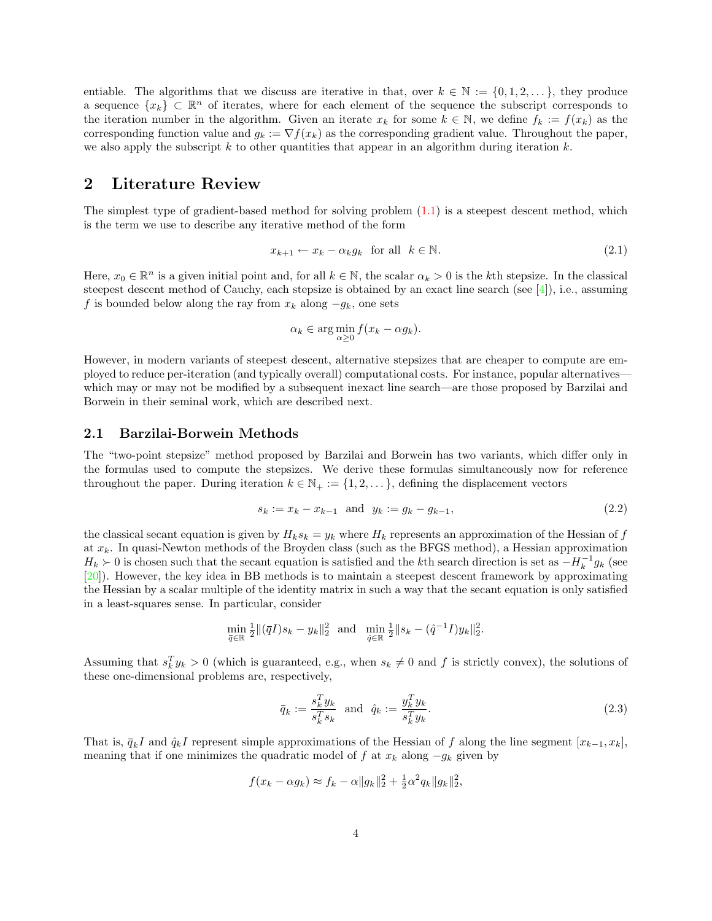entiable. The algorithms that we discuss are iterative in that, over $k \in \mathbb{N} := \{0, 1, 2, \dots\}$, they produce a sequence $\{x_k\} \subset \mathbb{R}^n$ of iterates, where for each element of the sequence the subscript corresponds to the iteration number in the algorithm. Given an iterate $x_k$ for some $k \in \mathbb{N}$, we define $f_k := f(x_k)$ as the corresponding function value and $g_k := \nabla f(x_k)$ as the corresponding gradient value. Throughout the paper, we also apply the subscript $k$ to other quantities that appear in an algorithm during iteration $k$.

## 2 Literature Review

The simplest type of gradient-based method for solving problem (1.1) is a steepest descent method, which is the term we use to describe any iterative method of the form

$$x_{k+1} \leftarrow x_k - \alpha_k g_k \quad \text{for all} \quad k \in \mathbb{N}. \tag{2.1}$$

Here, $x_0 \in \mathbb{R}^n$ is a given initial point and, for all $k \in \mathbb{N}$, the scalar $\alpha_k > 0$ is the $k$th stepsize. In the classical steepest descent method of Cauchy, each stepsize is obtained by an exact line search (see [4]), i.e., assuming $f$ is bounded below along the ray from $x_k$ along $-g_k$, one sets

$$\alpha_k \in \arg\min_{\alpha \geq 0} f(x_k - \alpha g_k).$$

However, in modern variants of steepest descent, alternative stepsizes that are cheaper to compute are employed to reduce per-iteration (and typically overall) computational costs. For instance, popular alternatives—which may or may not be modified by a subsequent inexact line search—are those proposed by Barzilai and Borwein in their seminal work, which are described next.

### 2.1 Barzilai-Borwein Methods

The "two-point stepsize" method proposed by Barzilai and Borwein has two variants, which differ only in the formulas used to compute the stepsizes. We derive these formulas simultaneously now for reference throughout the paper. During iteration $k \in \mathbb{N}_+ := \{1, 2, \dots\}$, defining the displacement vectors

$$s_k := x_k - x_{k-1} \quad \text{and} \quad y_k := g_k - g_{k-1}, \tag{2.2}$$

the classical secant equation is given by $H_k s_k = y_k$ where $H_k$ represents an approximation of the Hessian of $f$ at $x_k$. In quasi-Newton methods of the Broyden class (such as the BFGS method), a Hessian approximation $H_k \succ 0$ is chosen such that the secant equation is satisfied and the $k$th search direction is set as $-H_k^{-1} g_k$ (see [20]). However, the key idea in BB methods is to maintain a steepest descent framework by approximating the Hessian by a scalar multiple of the identity matrix in such a way that the secant equation is only satisfied in a least-squares sense. In particular, consider

$$\min_{\bar{q} \in \mathbb{R}} \tfrac{1}{2} \|(\bar{q} I) s_k - y_k\|_2^2 \quad \text{and} \quad \min_{\hat{q} \in \mathbb{R}} \tfrac{1}{2} \|s_k - (\hat{q}^{-1} I) y_k\|_2^2.$$

Assuming that $s_k^T y_k > 0$ (which is guaranteed, e.g., when $s_k \neq 0$ and $f$ is strictly convex), the solutions of these one-dimensional problems are, respectively,

$$\bar{q}_k := \frac{s_k^T y_k}{s_k^T s_k} \quad \text{and} \quad \hat{q}_k := \frac{y_k^T y_k}{s_k^T y_k}. \tag{2.3}$$

That is, $\bar{q}_k I$ and $\hat{q}_k I$ represent simple approximations of the Hessian of $f$ along the line segment $[x_{k-1}, x_k]$, meaning that if one minimizes the quadratic model of $f$ at $x_k$ along $-g_k$ given by

$$f(x_k - \alpha g_k) \approx f_k - \alpha \|g_k\|_2^2 + \tfrac{1}{2} \alpha^2 q_k \|g_k\|_2^2,$$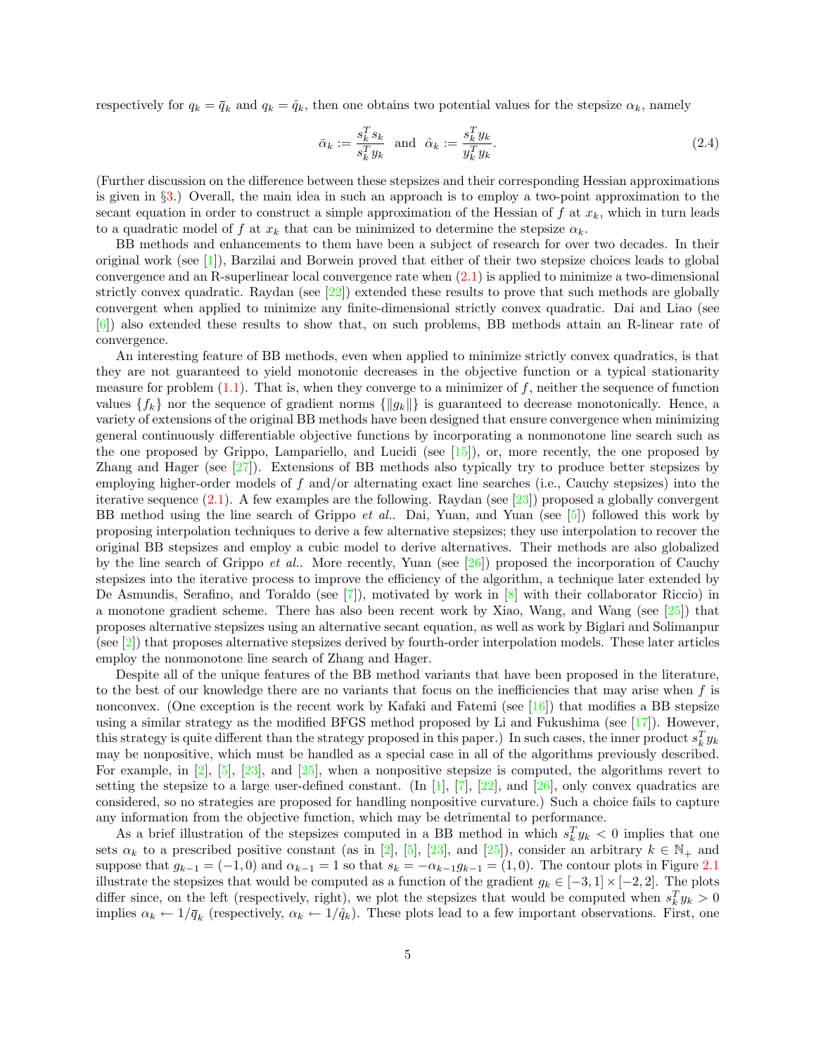respectively for $q_k = \bar{q}_k$ and $q_k = \hat{q}_k$, then one obtains two potential values for the stepsize $\alpha_k$, namely

$$\bar{\alpha}_k := \frac{s_k^T s_k}{s_k^T y_k} \quad \text{and} \quad \hat{\alpha}_k := \frac{s_k^T y_k}{y_k^T y_k}. \tag{2.4}$$

(Further discussion on the difference between these stepsizes and their corresponding Hessian approximations is given in §3.) Overall, the main idea in such an approach is to employ a two-point approximation to the secant equation in order to construct a simple approximation of the Hessian of $f$ at $x_k$, which in turn leads to a quadratic model of $f$ at $x_k$ that can be minimized to determine the stepsize $\alpha_k$.

BB methods and enhancements to them have been a subject of research for over two decades. In their original work (see [1]), Barzilai and Borwein proved that either of their two stepsize choices leads to global convergence and an R-superlinear local convergence rate when (2.1) is applied to minimize a two-dimensional strictly convex quadratic. Raydan (see [22]) extended these results to prove that such methods are globally convergent when applied to minimize any finite-dimensional strictly convex quadratic. Dai and Liao (see [6]) also extended these results to show that, on such problems, BB methods attain an R-linear rate of convergence.

An interesting feature of BB methods, even when applied to minimize strictly convex quadratics, is that they are not guaranteed to yield monotonic decreases in the objective function or a typical stationarity measure for problem (1.1). That is, when they converge to a minimizer of $f$, neither the sequence of function values $\{f_k\}$ nor the sequence of gradient norms $\{\|g_k\|\}$ is guaranteed to decrease monotonically. Hence, a variety of extensions of the original BB methods have been designed that ensure convergence when minimizing general continuously differentiable objective functions by incorporating a nonmonotone line search such as the one proposed by Grippo, Lampariello, and Lucidi (see [15]), or, more recently, the one proposed by Zhang and Hager (see [27]). Extensions of BB methods also typically try to produce better stepsizes by employing higher-order models of $f$ and/or alternating exact line searches (i.e., Cauchy stepsizes) into the iterative sequence (2.1). A few examples are the following. Raydan (see [23]) proposed a globally convergent BB method using the line search of Grippo *et al.*. Dai, Yuan, and Yuan (see [5]) followed this work by proposing interpolation techniques to derive a few alternative stepsizes; they use interpolation to recover the original BB stepsizes and employ a cubic model to derive alternatives. Their methods are also globalized by the line search of Grippo *et al.*. More recently, Yuan (see [26]) proposed the incorporation of Cauchy stepsizes into the iterative process to improve the efficiency of the algorithm, a technique later extended by De Asmundis, Serafino, and Toraldo (see [7]), motivated by work in [8] with their collaborator Riccio) in a monotone gradient scheme. There has also been recent work by Xiao, Wang, and Wang (see [25]) that proposes alternative stepsizes using an alternative secant equation, as well as work by Biglari and Solimanpur (see [2]) that proposes alternative stepsizes derived by fourth-order interpolation models. These later articles employ the nonmonotone line search of Zhang and Hager.

Despite all of the unique features of the BB method variants that have been proposed in the literature, to the best of our knowledge there are no variants that focus on the inefficiencies that may arise when $f$ is nonconvex. (One exception is the recent work by Kafaki and Fatemi (see [16]) that modifies a BB stepsize using a similar strategy as the modified BFGS method proposed by Li and Fukushima (see [17]). However, this strategy is quite different than the strategy proposed in this paper.) In such cases, the inner product $s_k^T y_k$ may be nonpositive, which must be handled as a special case in all of the algorithms previously described. For example, in [2], [5], [23], and [25], when a nonpositive stepsize is computed, the algorithms revert to setting the stepsize to a large user-defined constant. (In [1], [7], [22], and [26], only convex quadratics are considered, so no strategies are proposed for handling nonpositive curvature.) Such a choice fails to capture any information from the objective function, which may be detrimental to performance.

As a brief illustration of the stepsizes computed in a BB method in which $s_k^T y_k < 0$ implies that one sets $\alpha_k$ to a prescribed positive constant (as in [2], [5], [23], and [25]), consider an arbitrary $k \in \mathbb{N}_+$ and suppose that $g_{k-1} = (-1, 0)$ and $\alpha_{k-1} = 1$ so that $s_k = -\alpha_{k-1} g_{k-1} = (1, 0)$. The contour plots in Figure 2.1 illustrate the stepsizes that would be computed as a function of the gradient $g_k \in [-3, 1] \times [-2, 2]$. The plots differ since, on the left (respectively, right), we plot the stepsizes that would be computed when $s_k^T y_k > 0$ implies $\alpha_k \leftarrow 1/\bar{q}_k$ (respectively, $\alpha_k \leftarrow 1/\hat{q}_k$). These plots lead to a few important observations. First, one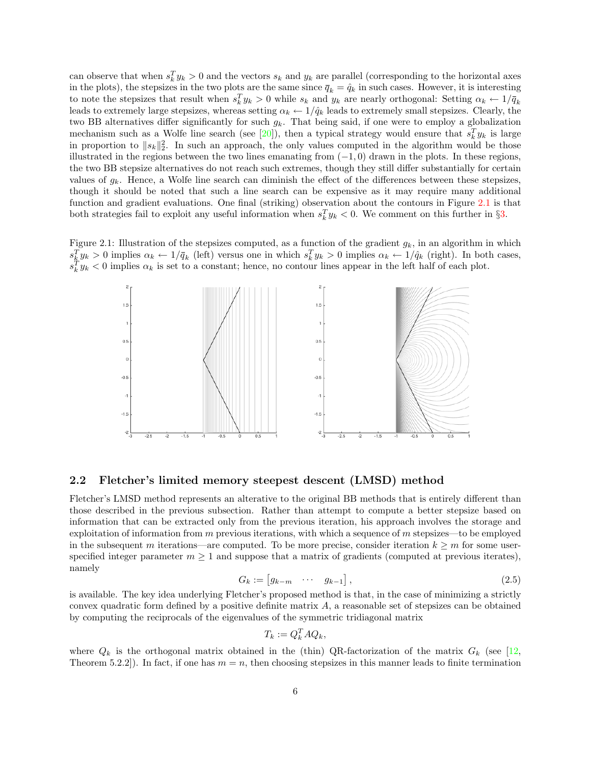can observe that when $s_k^T y_k > 0$ and the vectors $s_k$ and $y_k$ are parallel (corresponding to the horizontal axes in the plots), the stepsizes in the two plots are the same since $\bar{q}_k = \hat{q}_k$ in such cases. However, it is interesting to note the stepsizes that result when $s_k^T y_k > 0$ while $s_k$ and $y_k$ are nearly orthogonal: Setting $\alpha_k \leftarrow 1/\bar{q}_k$ leads to extremely large stepsizes, whereas setting $\alpha_k \leftarrow 1/\hat{q}_k$ leads to extremely small stepsizes. Clearly, the two BB alternatives differ significantly for such $g_k$. That being said, if one were to employ a globalization mechanism such as a Wolfe line search (see [20]), then a typical strategy would ensure that $s_k^T y_k$ is large in proportion to $\|s_k\|_2^2$. In such an approach, the only values computed in the algorithm would be those illustrated in the regions between the two lines emanating from $(-1, 0)$ drawn in the plots. In these regions, the two BB stepsize alternatives do not reach such extremes, though they still differ substantially for certain values of $g_k$. Hence, a Wolfe line search can diminish the effect of the differences between these stepsizes, though it should be noted that such a line search can be expensive as it may require many additional function and gradient evaluations. One final (striking) observation about the contours in Figure 2.1 is that both strategies fail to exploit any useful information when $s_k^T y_k < 0$. We comment on this further in §3.

Figure 2.1: Illustration of the stepsizes computed, as a function of the gradient $g_k$, in an algorithm in which $s_k^T y_k > 0$ implies $\alpha_k \leftarrow 1/\bar{q}_k$ (left) versus one in which $s_k^T y_k > 0$ implies $\alpha_k \leftarrow 1/\hat{q}_k$ (right). In both cases, $s_k^T y_k < 0$ implies $\alpha_k$ is set to a constant; hence, no contour lines appear in the left half of each plot.

## 2.2 Fletcher's limited memory steepest descent (LMSD) method

Fletcher's LMSD method represents an alterative to the original BB methods that is entirely different than those described in the previous subsection. Rather than attempt to compute a better stepsize based on information that can be extracted only from the previous iteration, his approach involves the storage and exploitation of information from $m$ previous iterations, with which a sequence of $m$ stepsizes—to be employed in the subsequent $m$ iterations—are computed. To be more precise, consider iteration $k \geq m$ for some user-specified integer parameter $m \geq 1$ and suppose that a matrix of gradients (computed at previous iterates), namely

$$G_k := \begin{bmatrix} g_{k-m} & \cdots & g_{k-1} \end{bmatrix}, \tag{2.5}$$

is available. The key idea underlying Fletcher's proposed method is that, in the case of minimizing a strictly convex quadratic form defined by a positive definite matrix $A$, a reasonable set of stepsizes can be obtained by computing the reciprocals of the eigenvalues of the symmetric tridiagonal matrix

$$T_k := Q_k^T A Q_k,$$

where $Q_k$ is the orthogonal matrix obtained in the (thin) QR-factorization of the matrix $G_k$ (see [12, Theorem 5.2.2]). In fact, if one has $m = n$, then choosing stepsizes in this manner leads to finite termination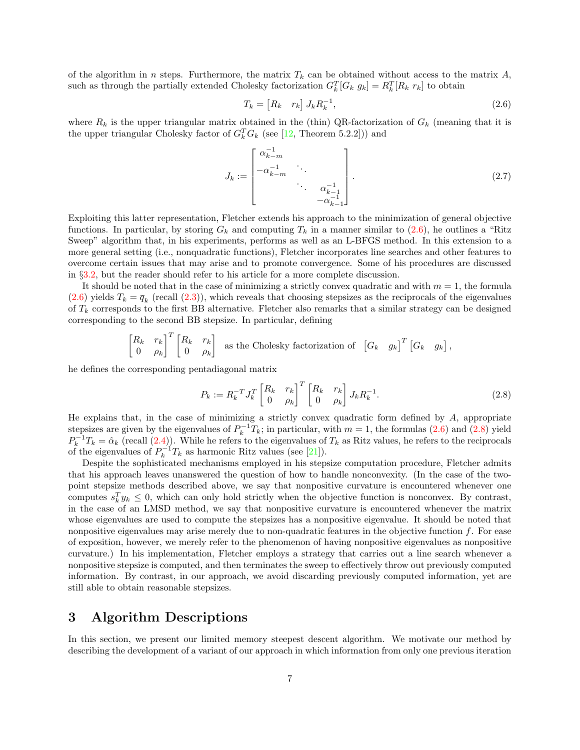of the algorithm in $n$ steps. Furthermore, the matrix $T_k$ can be obtained without access to the matrix $A$, such as through the partially extended Cholesky factorization $G_k^T[G_k \; g_k] = R_k^T[R_k \; r_k]$ to obtain

$$T_k = \begin{bmatrix} R_k & r_k \end{bmatrix} J_k R_k^{-1}, \tag{2.6}$$

where $R_k$ is the upper triangular matrix obtained in the (thin) QR-factorization of $G_k$ (meaning that it is the upper triangular Cholesky factor of $G_k^T G_k$ (see [12, Theorem 5.2.2])) and

$$J_k := \begin{bmatrix} \alpha_{k-m}^{-1} & & \\ -\alpha_{k-m}^{-1} & \ddots & \\ & \ddots & \alpha_{k-1}^{-1} \\ & & -\alpha_{k-1}^{-1} \end{bmatrix}. \tag{2.7}$$

Exploiting this latter representation, Fletcher extends his approach to the minimization of general objective functions. In particular, by storing $G_k$ and computing $T_k$ in a manner similar to (2.6), he outlines a "Ritz Sweep" algorithm that, in his experiments, performs as well as an L-BFGS method. In this extension to a more general setting (i.e., nonquadratic functions), Fletcher incorporates line searches and other features to overcome certain issues that may arise and to promote convergence. Some of his procedures are discussed in §3.2, but the reader should refer to his article for a more complete discussion.

It should be noted that in the case of minimizing a strictly convex quadratic and with $m = 1$, the formula (2.6) yields $T_k = \overline{q}_k$ (recall (2.3)), which reveals that choosing stepsizes as the reciprocals of the eigenvalues of $T_k$ corresponds to the first BB alternative. Fletcher also remarks that a similar strategy can be designed corresponding to the second BB stepsize. In particular, defining

$$\begin{bmatrix} R_k & r_k \\ 0 & \rho_k \end{bmatrix}^T \begin{bmatrix} R_k & r_k \\ 0 & \rho_k \end{bmatrix} \text{ as the Cholesky factorization of } \begin{bmatrix} G_k & g_k \end{bmatrix}^T \begin{bmatrix} G_k & g_k \end{bmatrix},$$

he defines the corresponding pentadiagonal matrix

$$P_k := R_k^{-T} J_k^T \begin{bmatrix} R_k & r_k \\ 0 & \rho_k \end{bmatrix}^T \begin{bmatrix} R_k & r_k \\ 0 & \rho_k \end{bmatrix} J_k R_k^{-1}. \tag{2.8}$$

He explains that, in the case of minimizing a strictly convex quadratic form defined by $A$, appropriate stepsizes are given by the eigenvalues of $P_k^{-1}T_k$; in particular, with $m = 1$, the formulas (2.6) and (2.8) yield $P_k^{-1}T_k = \hat{\alpha}_k$ (recall (2.4)). While he refers to the eigenvalues of $T_k$ as Ritz values, he refers to the reciprocals of the eigenvalues of $P_k^{-1}T_k$ as harmonic Ritz values (see [21]).

Despite the sophisticated mechanisms employed in his stepsize computation procedure, Fletcher admits that his approach leaves unanswered the question of how to handle nonconvexity. (In the case of the two-point stepsize methods described above, we say that nonpositive curvature is encountered whenever one computes $s_k^T y_k \leq 0$, which can only hold strictly when the objective function is nonconvex. By contrast, in the case of an LMSD method, we say that nonpositive curvature is encountered whenever the matrix whose eigenvalues are used to compute the stepsizes has a nonpositive eigenvalue. It should be noted that nonpositive eigenvalues may arise merely due to non-quadratic features in the objective function $f$. For ease of exposition, however, we merely refer to the phenomenon of having nonpositive eigenvalues as nonpositive curvature.) In his implementation, Fletcher employs a strategy that carries out a line search whenever a nonpositive stepsize is computed, and then terminates the sweep to effectively throw out previously computed information. By contrast, in our approach, we avoid discarding previously computed information, yet are still able to obtain reasonable stepsizes.

# 3 Algorithm Descriptions

In this section, we present our limited memory steepest descent algorithm. We motivate our method by describing the development of a variant of our approach in which information from only one previous iteration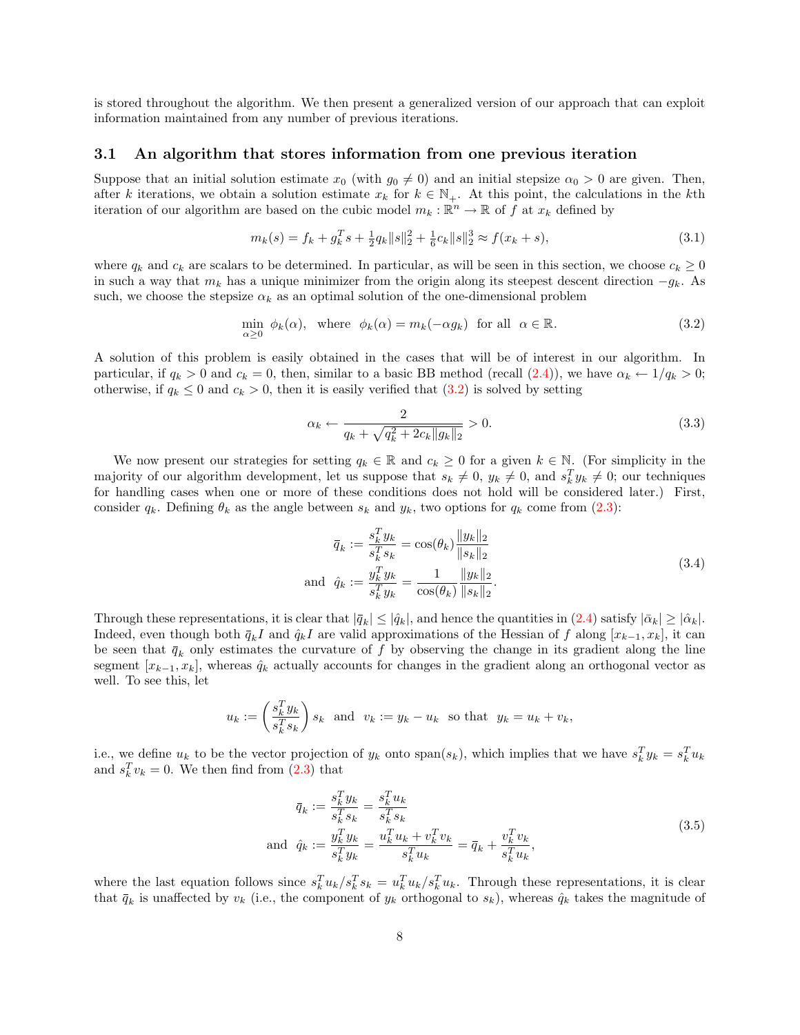is stored throughout the algorithm. We then present a generalized version of our approach that can exploit information maintained from any number of previous iterations.

### 3.1 An algorithm that stores information from one previous iteration

Suppose that an initial solution estimate $x_0$ (with $g_0 \neq 0$) and an initial stepsize $\alpha_0 > 0$ are given. Then, after $k$ iterations, we obtain a solution estimate $x_k$ for $k \in \mathbb{N}_+$. At this point, the calculations in the $k$th iteration of our algorithm are based on the cubic model $m_k : \mathbb{R}^n \to \mathbb{R}$ of $f$ at $x_k$ defined by

$$m_k(s) = f_k + g_k^T s + \tfrac{1}{2} q_k \|s\|_2^2 + \tfrac{1}{6} c_k \|s\|_2^3 \approx f(x_k + s), \tag{3.1}$$

where $q_k$ and $c_k$ are scalars to be determined. In particular, as will be seen in this section, we choose $c_k \geq 0$ in such a way that $m_k$ has a unique minimizer from the origin along its steepest descent direction $-g_k$. As such, we choose the stepsize $\alpha_k$ as an optimal solution of the one-dimensional problem

$$\min_{\alpha \geq 0} \ \phi_k(\alpha), \quad \text{where} \quad \phi_k(\alpha) = m_k(-\alpha g_k) \ \text{ for all } \ \alpha \in \mathbb{R}. \tag{3.2}$$

A solution of this problem is easily obtained in the cases that will be of interest in our algorithm. In particular, if $q_k > 0$ and $c_k = 0$, then, similar to a basic BB method (recall (2.4)), we have $\alpha_k \leftarrow 1/q_k > 0$; otherwise, if $q_k \leq 0$ and $c_k > 0$, then it is easily verified that (3.2) is solved by setting

$$\alpha_k \leftarrow \frac{2}{q_k + \sqrt{q_k^2 + 2c_k\|g_k\|_2}} > 0. \tag{3.3}$$

We now present our strategies for setting $q_k \in \mathbb{R}$ and $c_k \geq 0$ for a given $k \in \mathbb{N}$. (For simplicity in the majority of our algorithm development, let us suppose that $s_k \neq 0$, $y_k \neq 0$, and $s_k^T y_k \neq 0$; our techniques for handling cases when one or more of these conditions does not hold will be considered later.) First, consider $q_k$. Defining $\theta_k$ as the angle between $s_k$ and $y_k$, two options for $q_k$ come from (2.3):

$$\begin{aligned} \bar{q}_k &:= \frac{s_k^T y_k}{s_k^T s_k} = \cos(\theta_k) \frac{\|y_k\|_2}{\|s_k\|_2} \\ \text{and} \ \ \hat{q}_k &:= \frac{y_k^T y_k}{s_k^T y_k} = \frac{1}{\cos(\theta_k)} \frac{\|y_k\|_2}{\|s_k\|_2}. \end{aligned} \tag{3.4}$$

Through these representations, it is clear that $|\bar{q}_k| \leq |\hat{q}_k|$, and hence the quantities in (2.4) satisfy $|\bar{\alpha}_k| \geq |\hat{\alpha}_k|$. Indeed, even though both $\bar{q}_k I$ and $\hat{q}_k I$ are valid approximations of the Hessian of $f$ along $[x_{k-1}, x_k]$, it can be seen that $\bar{q}_k$ only estimates the curvature of $f$ by observing the change in its gradient along the line segment $[x_{k-1}, x_k]$, whereas $\hat{q}_k$ actually accounts for changes in the gradient along an orthogonal vector as well. To see this, let

$$u_k := \left( \frac{s_k^T y_k}{s_k^T s_k} \right) s_k \ \text{ and } \ v_k := y_k - u_k \ \text{ so that } \ y_k = u_k + v_k,$$

i.e., we define $u_k$ to be the vector projection of $y_k$ onto $\text{span}(s_k)$, which implies that we have $s_k^T y_k = s_k^T u_k$ and $s_k^T v_k = 0$. We then find from (2.3) that

$$\begin{aligned} \bar{q}_k &:= \frac{s_k^T y_k}{s_k^T s_k} = \frac{s_k^T u_k}{s_k^T s_k} \\ \text{and} \ \ \hat{q}_k &:= \frac{y_k^T y_k}{s_k^T y_k} = \frac{u_k^T u_k + v_k^T v_k}{s_k^T u_k} = \bar{q}_k + \frac{v_k^T v_k}{s_k^T u_k}, \end{aligned} \tag{3.5}$$

where the last equation follows since $s_k^T u_k / s_k^T s_k = u_k^T u_k / s_k^T u_k$. Through these representations, it is clear that $\bar{q}_k$ is unaffected by $v_k$ (i.e., the component of $y_k$ orthogonal to $s_k$), whereas $\hat{q}_k$ takes the magnitude of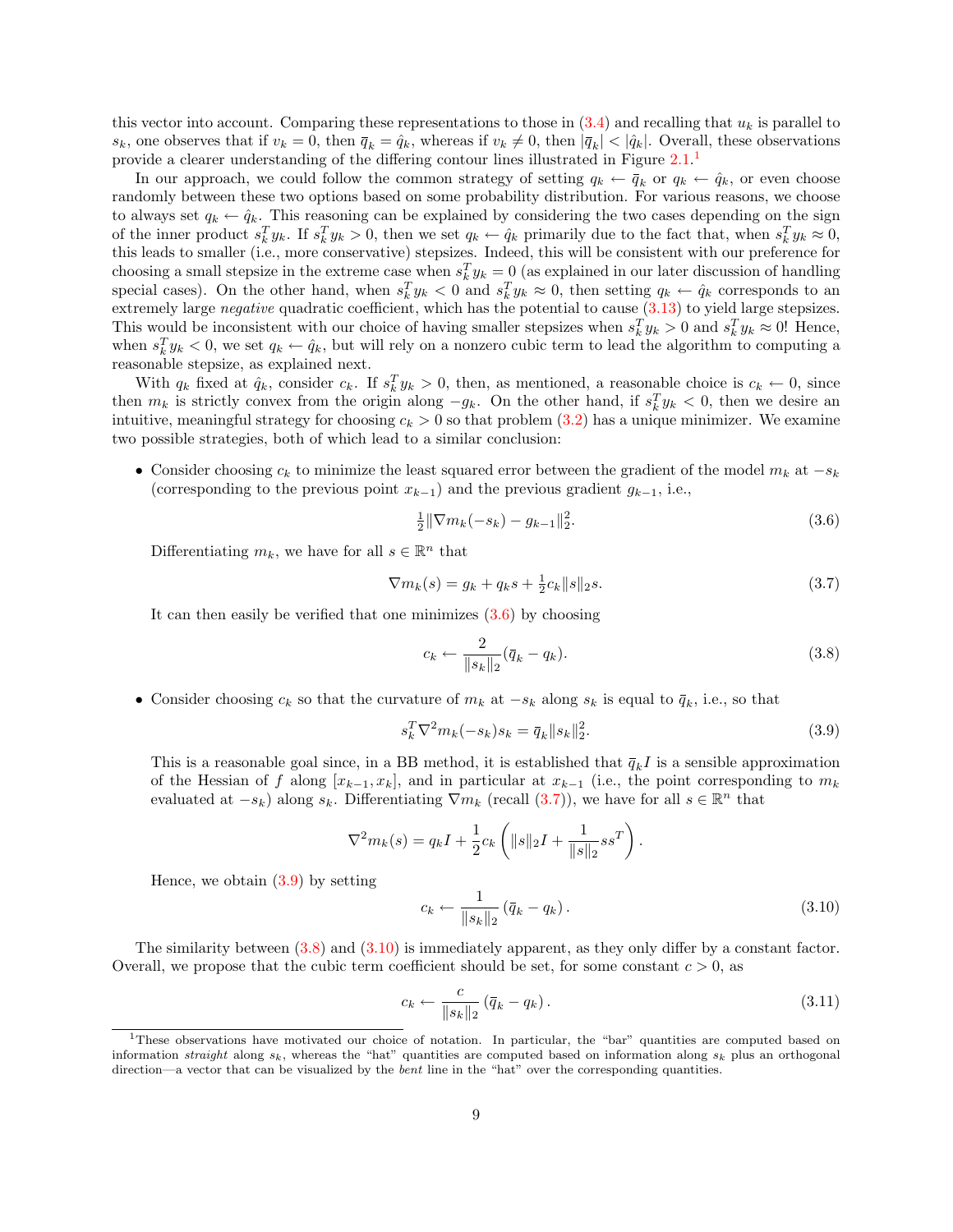this vector into account. Comparing these representations to those in (3.4) and recalling that $u_k$ is parallel to $s_k$, one observes that if $v_k = 0$, then $\bar{q}_k = \hat{q}_k$, whereas if $v_k \neq 0$, then $|\bar{q}_k| < |\hat{q}_k|$. Overall, these observations provide a clearer understanding of the differing contour lines illustrated in Figure 2.1.[1]

In our approach, we could follow the common strategy of setting $q_k \leftarrow \bar{q}_k$ or $q_k \leftarrow \hat{q}_k$, or even choose randomly between these two options based on some probability distribution. For various reasons, we choose to always set $q_k \leftarrow \hat{q}_k$. This reasoning can be explained by considering the two cases depending on the sign of the inner product $s_k^T y_k$. If $s_k^T y_k > 0$, then we set $q_k \leftarrow \hat{q}_k$ primarily due to the fact that, when $s_k^T y_k \approx 0$, this leads to smaller (i.e., more conservative) stepsizes. Indeed, this will be consistent with our preference for choosing a small stepsize in the extreme case when $s_k^T y_k = 0$ (as explained in our later discussion of handling special cases). On the other hand, when $s_k^T y_k < 0$ and $s_k^T y_k \approx 0$, then setting $q_k \leftarrow \hat{q}_k$ corresponds to an extremely large *negative* quadratic coefficient, which has the potential to cause (3.13) to yield large stepsizes. This would be inconsistent with our choice of having smaller stepsizes when $s_k^T y_k > 0$ and $s_k^T y_k \approx 0$! Hence, when $s_k^T y_k < 0$, we set $q_k \leftarrow \hat{q}_k$, but will rely on a nonzero cubic term to lead the algorithm to computing a reasonable stepsize, as explained next.

With $q_k$ fixed at $\hat{q}_k$, consider $c_k$. If $s_k^T y_k > 0$, then, as mentioned, a reasonable choice is $c_k \leftarrow 0$, since then $m_k$ is strictly convex from the origin along $-g_k$. On the other hand, if $s_k^T y_k < 0$, then we desire an intuitive, meaningful strategy for choosing $c_k > 0$ so that problem (3.2) has a unique minimizer. We examine two possible strategies, both of which lead to a similar conclusion:

- Consider choosing $c_k$ to minimize the least squared error between the gradient of the model $m_k$ at $-s_k$ (corresponding to the previous point $x_{k-1}$) and the previous gradient $g_{k-1}$, i.e.,

$$\tfrac{1}{2}\|\nabla m_k(-s_k) - g_{k-1}\|_2^2. \tag{3.6}$$

  Differentiating $m_k$, we have for all $s \in \mathbb{R}^n$ that

$$\nabla m_k(s) = g_k + q_k s + \tfrac{1}{2} c_k \|s\|_2 s. \tag{3.7}$$

  It can then easily be verified that one minimizes (3.6) by choosing

$$c_k \leftarrow \frac{2}{\|s_k\|_2}(\bar{q}_k - q_k). \tag{3.8}$$

- Consider choosing $c_k$ so that the curvature of $m_k$ at $-s_k$ along $s_k$ is equal to $\bar{q}_k$, i.e., so that

$$s_k^T \nabla^2 m_k(-s_k) s_k = \bar{q}_k \|s_k\|_2^2. \tag{3.9}$$

  This is a reasonable goal since, in a BB method, it is established that $\bar{q}_k I$ is a sensible approximation of the Hessian of $f$ along $[x_{k-1}, x_k]$, and in particular at $x_{k-1}$ (i.e., the point corresponding to $m_k$ evaluated at $-s_k$) along $s_k$. Differentiating $\nabla m_k$ (recall (3.7)), we have for all $s \in \mathbb{R}^n$ that

$$\nabla^2 m_k(s) = q_k I + \frac{1}{2} c_k \left( \|s\|_2 I + \frac{1}{\|s\|_2} s s^T \right).$$

  Hence, we obtain (3.9) by setting

$$c_k \leftarrow \frac{1}{\|s_k\|_2}\left(\bar{q}_k - q_k\right). \tag{3.10}$$

The similarity between (3.8) and (3.10) is immediately apparent, as they only differ by a constant factor. Overall, we propose that the cubic term coefficient should be set, for some constant $c > 0$, as

$$c_k \leftarrow \frac{c}{\|s_k\|_2}\left(\bar{q}_k - q_k\right). \tag{3.11}$$

[1] These observations have motivated our choice of notation. In particular, the "bar" quantities are computed based on information *straight* along $s_k$, whereas the "hat" quantities are computed based on information along $s_k$ plus an orthogonal direction—a vector that can be visualized by the *bent* line in the "hat" over the corresponding quantities.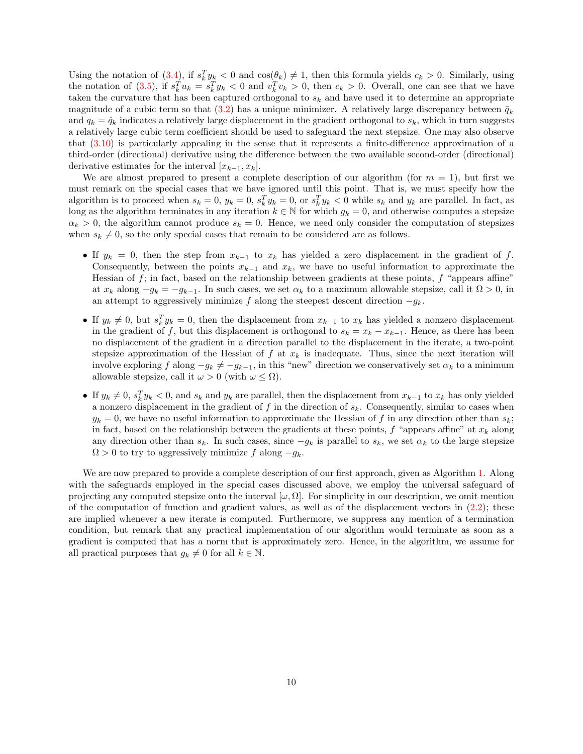Using the notation of (3.4), if $s_k^T y_k < 0$ and $\cos(\theta_k) \neq 1$, then this formula yields $c_k > 0$. Similarly, using the notation of (3.5), if $s_k^T u_k = s_k^T y_k < 0$ and $v_k^T v_k > 0$, then $c_k > 0$. Overall, one can see that we have taken the curvature that has been captured orthogonal to $s_k$ and have used it to determine an appropriate magnitude of a cubic term so that (3.2) has a unique minimizer. A relatively large discrepancy between $\bar{q}_k$ and $q_k = \hat{q}_k$ indicates a relatively large displacement in the gradient orthogonal to $s_k$, which in turn suggests a relatively large cubic term coefficient should be used to safeguard the next stepsize. One may also observe that (3.10) is particularly appealing in the sense that it represents a finite-difference approximation of a third-order (directional) derivative using the difference between the two available second-order (directional) derivative estimates for the interval $[x_{k-1}, x_k]$.

We are almost prepared to present a complete description of our algorithm (for $m = 1$), but first we must remark on the special cases that we have ignored until this point. That is, we must specify how the algorithm is to proceed when $s_k = 0$, $y_k = 0$, $s_k^T y_k = 0$, or $s_k^T y_k < 0$ while $s_k$ and $y_k$ are parallel. In fact, as long as the algorithm terminates in any iteration $k \in \mathbb{N}$ for which $g_k = 0$, and otherwise computes a stepsize $\alpha_k > 0$, the algorithm cannot produce $s_k = 0$. Hence, we need only consider the computation of stepsizes when $s_k \neq 0$, so the only special cases that remain to be considered are as follows.

- If $y_k = 0$, then the step from $x_{k-1}$ to $x_k$ has yielded a zero displacement in the gradient of $f$. Consequently, between the points $x_{k-1}$ and $x_k$, we have no useful information to approximate the Hessian of $f$; in fact, based on the relationship between gradients at these points, $f$ "appears affine" at $x_k$ along $-g_k = -g_{k-1}$. In such cases, we set $\alpha_k$ to a maximum allowable stepsize, call it $\Omega > 0$, in an attempt to aggressively minimize $f$ along the steepest descent direction $-g_k$.
- If $y_k \neq 0$, but $s_k^T y_k = 0$, then the displacement from $x_{k-1}$ to $x_k$ has yielded a nonzero displacement in the gradient of $f$, but this displacement is orthogonal to $s_k = x_k - x_{k-1}$. Hence, as there has been no displacement of the gradient in a direction parallel to the displacement in the iterate, a two-point stepsize approximation of the Hessian of $f$ at $x_k$ is inadequate. Thus, since the next iteration will involve exploring $f$ along $-g_k \neq -g_{k-1}$, in this "new" direction we conservatively set $\alpha_k$ to a minimum allowable stepsize, call it $\omega > 0$ (with $\omega \leq \Omega$).
- If $y_k \neq 0$, $s_k^T y_k < 0$, and $s_k$ and $y_k$ are parallel, then the displacement from $x_{k-1}$ to $x_k$ has only yielded a nonzero displacement in the gradient of $f$ in the direction of $s_k$. Consequently, similar to cases when $y_k = 0$, we have no useful information to approximate the Hessian of $f$ in any direction other than $s_k$; in fact, based on the relationship between the gradients at these points, $f$ "appears affine" at $x_k$ along any direction other than $s_k$. In such cases, since $-g_k$ is parallel to $s_k$, we set $\alpha_k$ to the large stepsize $\Omega > 0$ to try to aggressively minimize $f$ along $-g_k$.

We are now prepared to provide a complete description of our first approach, given as Algorithm 1. Along with the safeguards employed in the special cases discussed above, we employ the universal safeguard of projecting any computed stepsize onto the interval $[\omega, \Omega]$. For simplicity in our description, we omit mention of the computation of function and gradient values, as well as of the displacement vectors in (2.2); these are implied whenever a new iterate is computed. Furthermore, we suppress any mention of a termination condition, but remark that any practical implementation of our algorithm would terminate as soon as a gradient is computed that has a norm that is approximately zero. Hence, in the algorithm, we assume for all practical purposes that $g_k \neq 0$ for all $k \in \mathbb{N}$.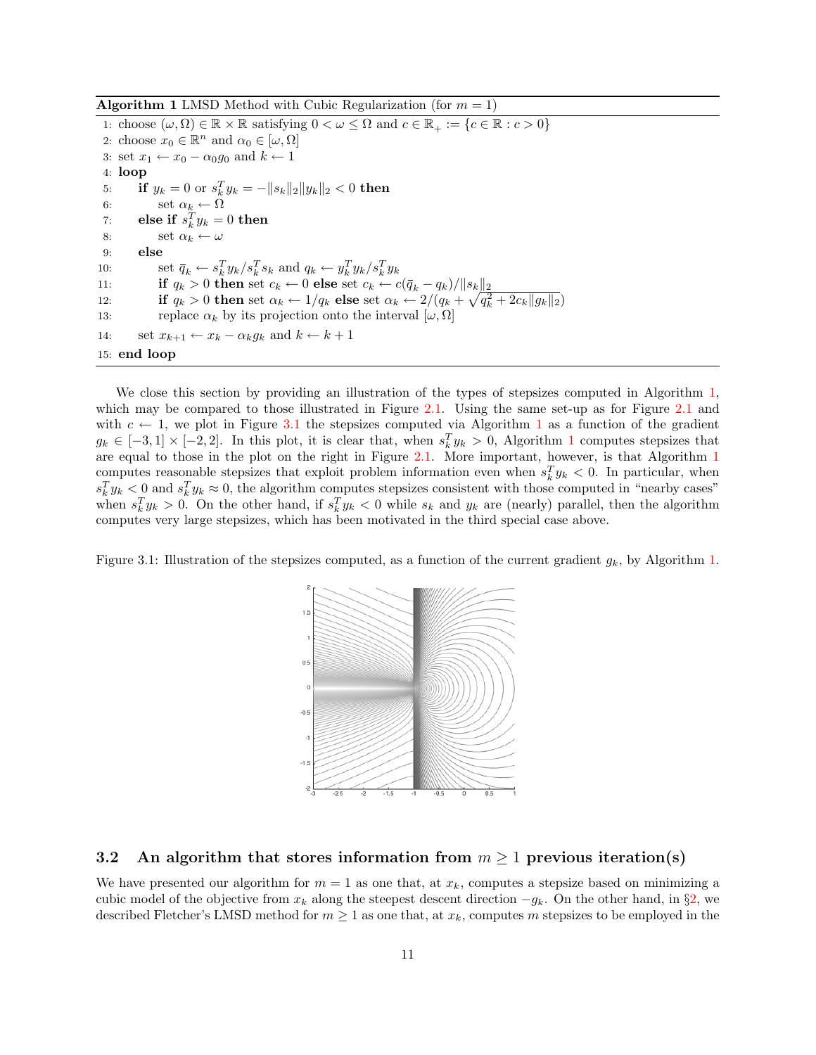**Algorithm 1** LMSD Method with Cubic Regularization (for $m = 1$)

```
1: choose (ω, Ω) ∈ ℝ × ℝ satisfying 0 < ω ≤ Ω and c ∈ ℝ_+ := {c ∈ ℝ : c > 0}
2: choose x_0 ∈ ℝ^n and α_0 ∈ [ω, Ω]
3: set x_1 ← x_0 − α_0 g_0 and k ← 1
4: loop
5:     if y_k = 0 or s_k^T y_k = −‖s_k‖_2 ‖y_k‖_2 < 0 then
6:         set α_k ← Ω
7:     else if s_k^T y_k = 0 then
8:         set α_k ← ω
9:     else
10:        set q̄_k ← s_k^T y_k / s_k^T s_k and q_k ← y_k^T y_k / s_k^T y_k
11:        if q_k > 0 then set c_k ← 0 else set c_k ← c(q̄_k − q_k)/‖s_k‖_2
12:        if q_k > 0 then set α_k ← 1/q_k else set α_k ← 2/(q_k + sqrt(q_k^2 + 2c_k‖g_k‖_2))
13:        replace α_k by its projection onto the interval [ω, Ω]
14:    set x_{k+1} ← x_k − α_k g_k and k ← k + 1
15: end loop
```

We close this section by providing an illustration of the types of stepsizes computed in Algorithm 1, which may be compared to those illustrated in Figure 2.1. Using the same set-up as for Figure 2.1 and with $c \leftarrow 1$, we plot in Figure 3.1 the stepsizes computed via Algorithm 1 as a function of the gradient $g_k \in [-3, 1] \times [-2, 2]$. In this plot, it is clear that, when $s_k^T y_k > 0$, Algorithm 1 computes stepsizes that are equal to those in the plot on the right in Figure 2.1. More important, however, is that Algorithm 1 computes reasonable stepsizes that exploit problem information even when $s_k^T y_k < 0$. In particular, when $s_k^T y_k < 0$ and $s_k^T y_k \approx 0$, the algorithm computes stepsizes consistent with those computed in "nearby cases" when $s_k^T y_k > 0$. On the other hand, if $s_k^T y_k < 0$ while $s_k$ and $y_k$ are (nearly) parallel, then the algorithm computes very large stepsizes, which has been motivated in the third special case above.

Figure 3.1: Illustration of the stepsizes computed, as a function of the current gradient $g_k$, by Algorithm 1.

## 3.2 An algorithm that stores information from $m \geq 1$ previous iteration(s)

We have presented our algorithm for $m = 1$ as one that, at $x_k$, computes a stepsize based on minimizing a cubic model of the objective from $x_k$ along the steepest descent direction $-g_k$. On the other hand, in §2, we described Fletcher's LMSD method for $m \geq 1$ as one that, at $x_k$, computes $m$ stepsizes to be employed in the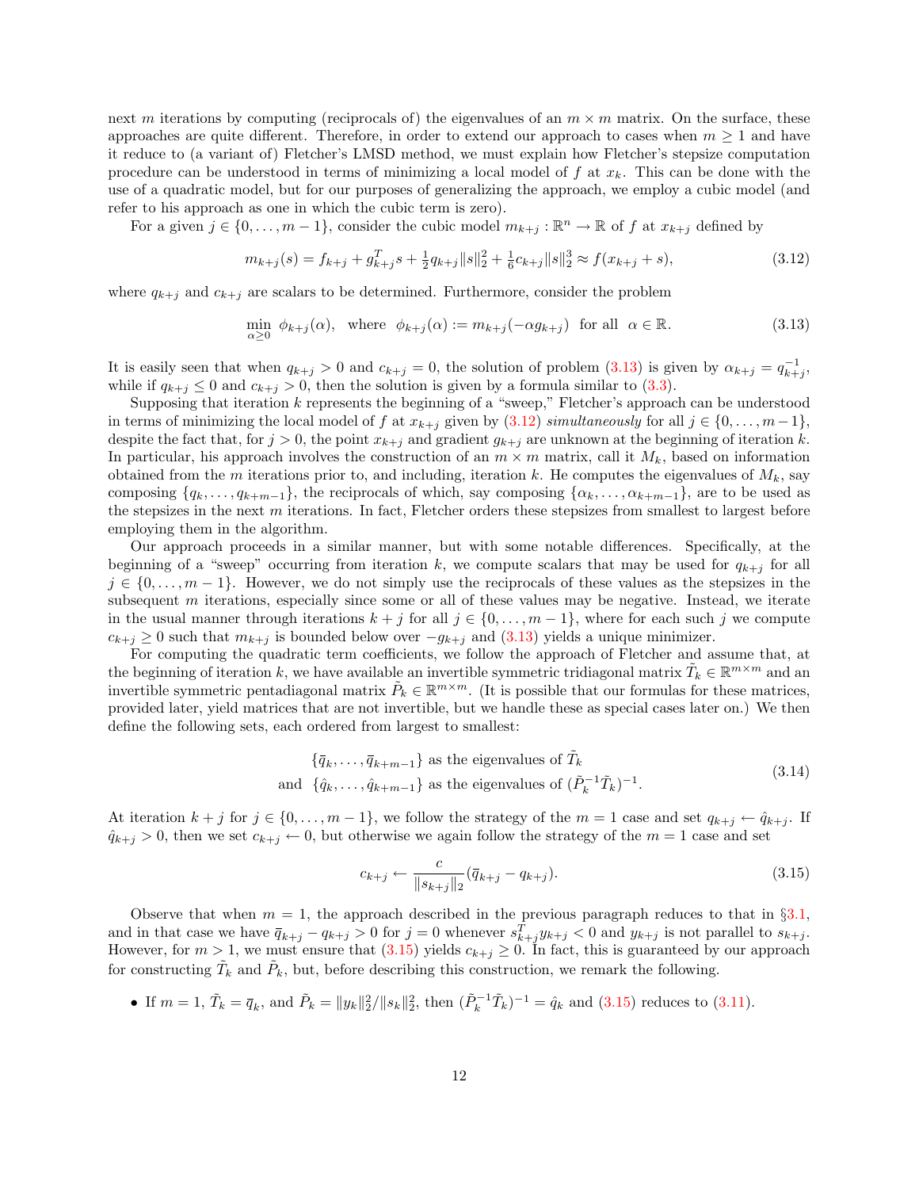next $m$ iterations by computing (reciprocals of) the eigenvalues of an $m \times m$ matrix. On the surface, these approaches are quite different. Therefore, in order to extend our approach to cases when $m \geq 1$ and have it reduce to (a variant of) Fletcher's LMSD method, we must explain how Fletcher's stepsize computation procedure can be understood in terms of minimizing a local model of $f$ at $x_k$. This can be done with the use of a quadratic model, but for our purposes of generalizing the approach, we employ a cubic model (and refer to his approach as one in which the cubic term is zero).

For a given $j \in \{0, \dots, m-1\}$, consider the cubic model $m_{k+j} : \mathbb{R}^n \to \mathbb{R}$ of $f$ at $x_{k+j}$ defined by

$$m_{k+j}(s) = f_{k+j} + g_{k+j}^T s + \tfrac{1}{2} q_{k+j} \|s\|_2^2 + \tfrac{1}{6} c_{k+j} \|s\|_2^3 \approx f(x_{k+j} + s), \tag{3.12}$$

where $q_{k+j}$ and $c_{k+j}$ are scalars to be determined. Furthermore, consider the problem

$$\min_{\alpha \geq 0} \ \phi_{k+j}(\alpha), \quad \text{where} \quad \phi_{k+j}(\alpha) := m_{k+j}(-\alpha g_{k+j}) \quad \text{for all} \quad \alpha \in \mathbb{R}. \tag{3.13}$$

It is easily seen that when $q_{k+j} > 0$ and $c_{k+j} = 0$, the solution of problem (3.13) is given by $\alpha_{k+j} = q_{k+j}^{-1}$, while if $q_{k+j} \leq 0$ and $c_{k+j} > 0$, then the solution is given by a formula similar to (3.3).

Supposing that iteration $k$ represents the beginning of a "sweep," Fletcher's approach can be understood in terms of minimizing the local model of $f$ at $x_{k+j}$ given by (3.12) *simultaneously* for all $j \in \{0, \dots, m-1\}$, despite the fact that, for $j > 0$, the point $x_{k+j}$ and gradient $g_{k+j}$ are unknown at the beginning of iteration $k$. In particular, his approach involves the construction of an $m \times m$ matrix, call it $M_k$, based on information obtained from the $m$ iterations prior to, and including, iteration $k$. He computes the eigenvalues of $M_k$, say composing $\{q_k, \dots, q_{k+m-1}\}$, the reciprocals of which, say composing $\{\alpha_k, \dots, \alpha_{k+m-1}\}$, are to be used as the stepsizes in the next $m$ iterations. In fact, Fletcher orders these stepsizes from smallest to largest before employing them in the algorithm.

Our approach proceeds in a similar manner, but with some notable differences. Specifically, at the beginning of a "sweep" occurring from iteration $k$, we compute scalars that may be used for $q_{k+j}$ for all $j \in \{0, \dots, m-1\}$. However, we do not simply use the reciprocals of these values as the stepsizes in the subsequent $m$ iterations, especially since some or all of these values may be negative. Instead, we iterate in the usual manner through iterations $k+j$ for all $j \in \{0, \dots, m-1\}$, where for each such $j$ we compute $c_{k+j} \geq 0$ such that $m_{k+j}$ is bounded below over $-g_{k+j}$ and (3.13) yields a unique minimizer.

For computing the quadratic term coefficients, we follow the approach of Fletcher and assume that, at the beginning of iteration $k$, we have available an invertible symmetric tridiagonal matrix $\tilde{T}_k \in \mathbb{R}^{m \times m}$ and an invertible symmetric pentadiagonal matrix $\tilde{P}_k \in \mathbb{R}^{m \times m}$. (It is possible that our formulas for these matrices, provided later, yield matrices that are not invertible, but we handle these as special cases later on.) We then define the following sets, each ordered from largest to smallest:

$$\begin{aligned} &\{\bar{q}_k, \dots, \bar{q}_{k+m-1}\} \text{ as the eigenvalues of } \tilde{T}_k \\ \text{and } \ &\{\hat{q}_k, \dots, \hat{q}_{k+m-1}\} \text{ as the eigenvalues of } (\tilde{P}_k^{-1} \tilde{T}_k)^{-1}. \end{aligned} \tag{3.14}$$

At iteration $k+j$ for $j \in \{0, \dots, m-1\}$, we follow the strategy of the $m = 1$ case and set $q_{k+j} \leftarrow \hat{q}_{k+j}$. If $\hat{q}_{k+j} > 0$, then we set $c_{k+j} \leftarrow 0$, but otherwise we again follow the strategy of the $m = 1$ case and set

$$c_{k+j} \leftarrow \frac{c}{\|s_{k+j}\|_2} (\bar{q}_{k+j} - q_{k+j}). \tag{3.15}$$

Observe that when $m = 1$, the approach described in the previous paragraph reduces to that in §3.1, and in that case we have $\bar{q}_{k+j} - q_{k+j} > 0$ for $j = 0$ whenever $s_{k+j}^T y_{k+j} < 0$ and $y_{k+j}$ is not parallel to $s_{k+j}$. However, for $m > 1$, we must ensure that (3.15) yields $c_{k+j} \geq 0$. In fact, this is guaranteed by our approach for constructing $\tilde{T}_k$ and $\tilde{P}_k$, but, before describing this construction, we remark the following.

- If $m = 1$, $\tilde{T}_k = \bar{q}_k$, and $\tilde{P}_k = \|y_k\|_2^2 / \|s_k\|_2^2$, then $(\tilde{P}_k^{-1} \tilde{T}_k)^{-1} = \hat{q}_k$ and (3.15) reduces to (3.11).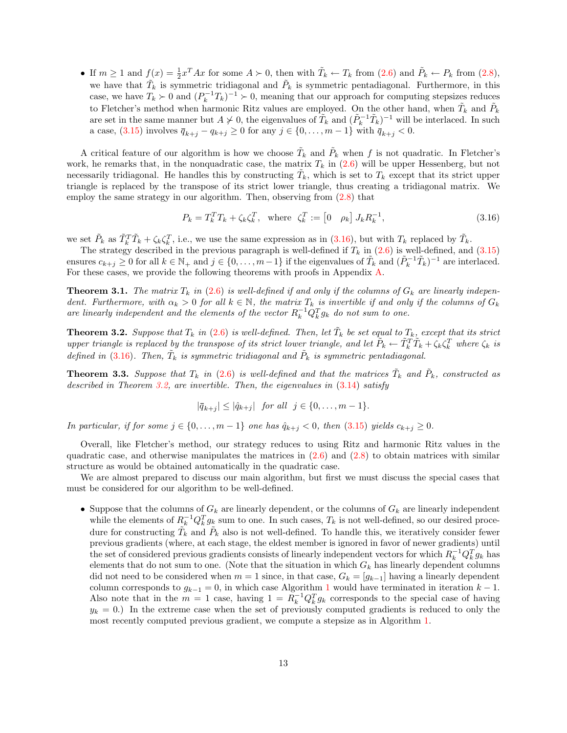- If $m \geq 1$ and $f(x) = \frac{1}{2}x^T Ax$ for some $A \succ 0$, then with $\tilde{T}_k \leftarrow T_k$ from (2.6) and $\tilde{P}_k \leftarrow P_k$ from (2.8), we have that $\tilde{T}_k$ is symmetric tridiagonal and $\tilde{P}_k$ is symmetric pentadiagonal. Furthermore, in this case, we have $T_k \succ 0$ and $(P_k^{-1}T_k)^{-1} \succ 0$, meaning that our approach for computing stepsizes reduces to Fletcher's method when harmonic Ritz values are employed. On the other hand, when $\tilde{T}_k$ and $\tilde{P}_k$ are set in the same manner but $A \not\succ 0$, the eigenvalues of $\tilde{T}_k$ and $(\tilde{P}_k^{-1}\tilde{T}_k)^{-1}$ will be interlaced. In such a case, (3.15) involves $\overline{q}_{k+j} - q_{k+j} \geq 0$ for any $j \in \{0, \dots, m-1\}$ with $\overline{q}_{k+j} < 0$.

A critical feature of our algorithm is how we choose $\tilde{T}_k$ and $\tilde{P}_k$ when $f$ is not quadratic. In Fletcher's work, he remarks that, in the nonquadratic case, the matrix $T_k$ in (2.6) will be upper Hessenberg, but not necessarily tridiagonal. He handles this by constructing $\tilde{T}_k$, which is set to $T_k$ except that its strict upper triangle is replaced by the transpose of its strict lower triangle, thus creating a tridiagonal matrix. We employ the same strategy in our algorithm. Then, observing from (2.8) that

$$P_k = T_k^T T_k + \zeta_k \zeta_k^T, \quad \text{where} \quad \zeta_k^T := \begin{bmatrix} 0 & \rho_k \end{bmatrix} J_k R_k^{-1}, \tag{3.16}$$

we set $\tilde{P}_k$ as $\tilde{T}_k^T \tilde{T}_k + \zeta_k \zeta_k^T$, i.e., we use the same expression as in (3.16), but with $T_k$ replaced by $\tilde{T}_k$.

The strategy described in the previous paragraph is well-defined if $T_k$ in (2.6) is well-defined, and (3.15) ensures $c_{k+j} \geq 0$ for all $k \in \mathbb{N}_+$ and $j \in \{0, \dots, m-1\}$ if the eigenvalues of $\tilde{T}_k$ and $(\tilde{P}_k^{-1}\tilde{T}_k)^{-1}$ are interlaced. For these cases, we provide the following theorems with proofs in Appendix A.

**Theorem 3.1.** *The matrix $T_k$ in (2.6) is well-defined if and only if the columns of $G_k$ are linearly independent. Furthermore, with $\alpha_k > 0$ for all $k \in \mathbb{N}$, the matrix $T_k$ is invertible if and only if the columns of $G_k$ are linearly independent and the elements of the vector $R_k^{-1}Q_k^T g_k$ do not sum to one.*

**Theorem 3.2.** *Suppose that $T_k$ in (2.6) is well-defined. Then, let $\tilde{T}_k$ be set equal to $T_k$, except that its strict upper triangle is replaced by the transpose of its strict lower triangle, and let $\tilde{P}_k \leftarrow \tilde{T}_k^T \tilde{T}_k + \zeta_k \zeta_k^T$ where $\zeta_k$ is defined in (3.16). Then, $\tilde{T}_k$ is symmetric tridiagonal and $\tilde{P}_k$ is symmetric pentadiagonal.*

**Theorem 3.3.** *Suppose that $T_k$ in (2.6) is well-defined and that the matrices $\tilde{T}_k$ and $\tilde{P}_k$, constructed as described in Theorem 3.2, are invertible. Then, the eigenvalues in (3.14) satisfy*

$$|\overline{q}_{k+j}| \leq |\hat{q}_{k+j}| \quad \text{for all} \quad j \in \{0, \dots, m-1\}.$$

*In particular, if for some $j \in \{0, \dots, m-1\}$ one has $\hat{q}_{k+j} < 0$, then (3.15) yields $c_{k+j} \geq 0$.*

Overall, like Fletcher's method, our strategy reduces to using Ritz and harmonic Ritz values in the quadratic case, and otherwise manipulates the matrices in (2.6) and (2.8) to obtain matrices with similar structure as would be obtained automatically in the quadratic case.

We are almost prepared to discuss our main algorithm, but first we must discuss the special cases that must be considered for our algorithm to be well-defined.

- Suppose that the columns of $G_k$ are linearly dependent, or the columns of $G_k$ are linearly independent while the elements of $R_k^{-1}Q_k^T g_k$ sum to one. In such cases, $T_k$ is not well-defined, so our desired procedure for constructing $\tilde{T}_k$ and $\tilde{P}_k$ also is not well-defined. To handle this, we iteratively consider fewer previous gradients (where, at each stage, the eldest member is ignored in favor of newer gradients) until the set of considered previous gradients consists of linearly independent vectors for which $R_k^{-1}Q_k^T g_k$ has elements that do not sum to one. (Note that the situation in which $G_k$ has linearly dependent columns did not need to be considered when $m = 1$ since, in that case, $G_k = [g_{k-1}]$ having a linearly dependent column corresponds to $g_{k-1} = 0$, in which case Algorithm 1 would have terminated in iteration $k-1$. Also note that in the $m = 1$ case, having $1 = R_k^{-1}Q_k^T g_k$ corresponds to the special case of having $y_k = 0$.) In the extreme case when the set of previously computed gradients is reduced to only the most recently computed previous gradient, we compute a stepsize as in Algorithm 1.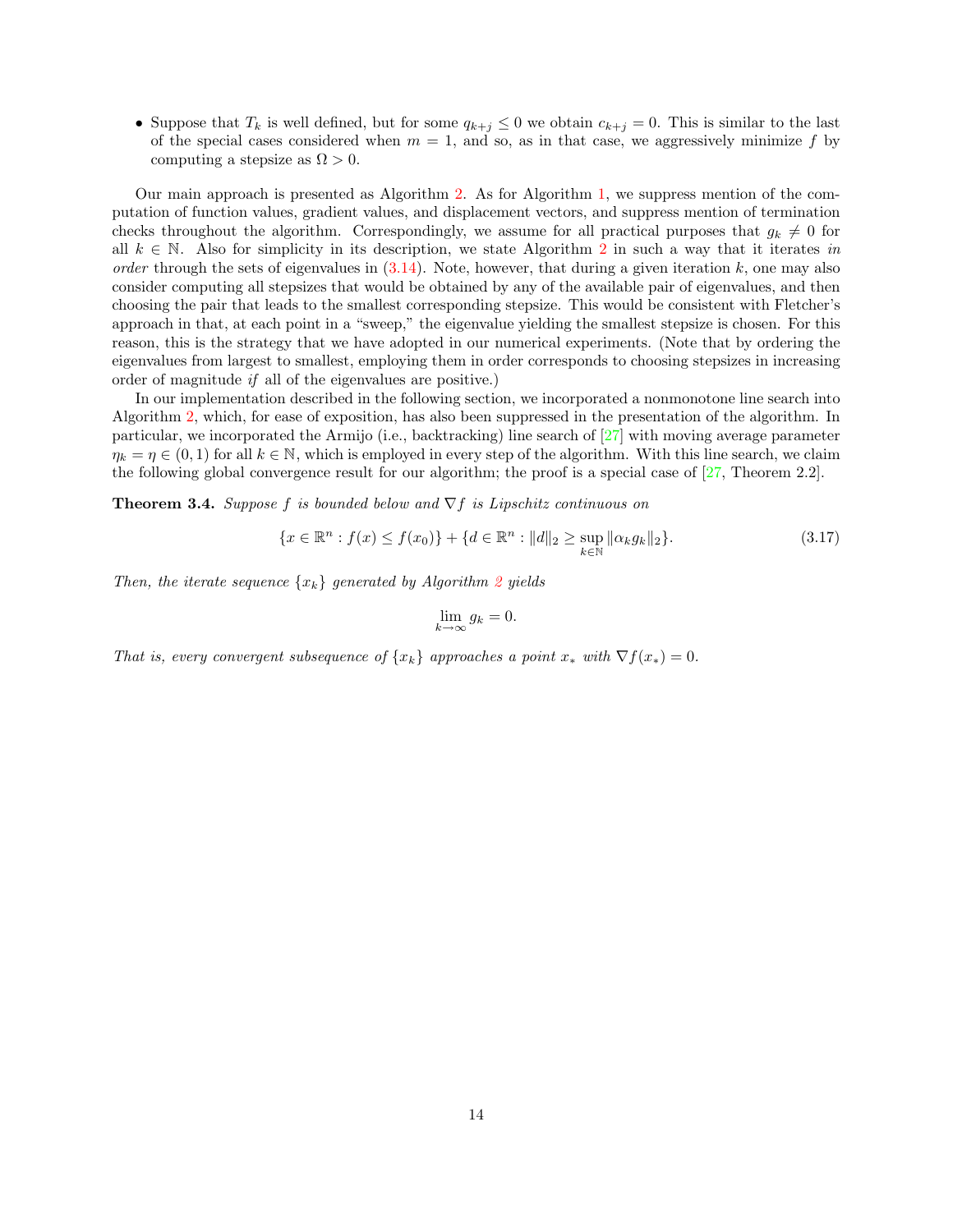- Suppose that $T_k$ is well defined, but for some $q_{k+j} \leq 0$ we obtain $c_{k+j} = 0$. This is similar to the last of the special cases considered when $m = 1$, and so, as in that case, we aggressively minimize $f$ by computing a stepsize as $\Omega > 0$.

Our main approach is presented as Algorithm 2. As for Algorithm 1, we suppress mention of the computation of function values, gradient values, and displacement vectors, and suppress mention of termination checks throughout the algorithm. Correspondingly, we assume for all practical purposes that $g_k \neq 0$ for all $k \in \mathbb{N}$. Also for simplicity in its description, we state Algorithm 2 in such a way that it iterates *in order* through the sets of eigenvalues in (3.14). Note, however, that during a given iteration $k$, one may also consider computing all stepsizes that would be obtained by any of the available pair of eigenvalues, and then choosing the pair that leads to the smallest corresponding stepsize. This would be consistent with Fletcher's approach in that, at each point in a "sweep," the eigenvalue yielding the smallest stepsize is chosen. For this reason, this is the strategy that we have adopted in our numerical experiments. (Note that by ordering the eigenvalues from largest to smallest, employing them in order corresponds to choosing stepsizes in increasing order of magnitude *if* all of the eigenvalues are positive.)

In our implementation described in the following section, we incorporated a nonmonotone line search into Algorithm 2, which, for ease of exposition, has also been suppressed in the presentation of the algorithm. In particular, we incorporated the Armijo (i.e., backtracking) line search of [27] with moving average parameter $\eta_k = \eta \in (0, 1)$ for all $k \in \mathbb{N}$, which is employed in every step of the algorithm. With this line search, we claim the following global convergence result for our algorithm; the proof is a special case of [27, Theorem 2.2].

**Theorem 3.4.** *Suppose $f$ is bounded below and $\nabla f$ is Lipschitz continuous on*

$$\{x \in \mathbb{R}^n : f(x) \leq f(x_0)\} + \{d \in \mathbb{R}^n : \|d\|_2 \geq \sup_{k \in \mathbb{N}} \|\alpha_k g_k\|_2\}. \tag{3.17}$$

*Then, the iterate sequence $\{x_k\}$ generated by Algorithm 2 yields*

$$\lim_{k \to \infty} g_k = 0.$$

*That is, every convergent subsequence of $\{x_k\}$ approaches a point $x_*$ with $\nabla f(x_*) = 0$.*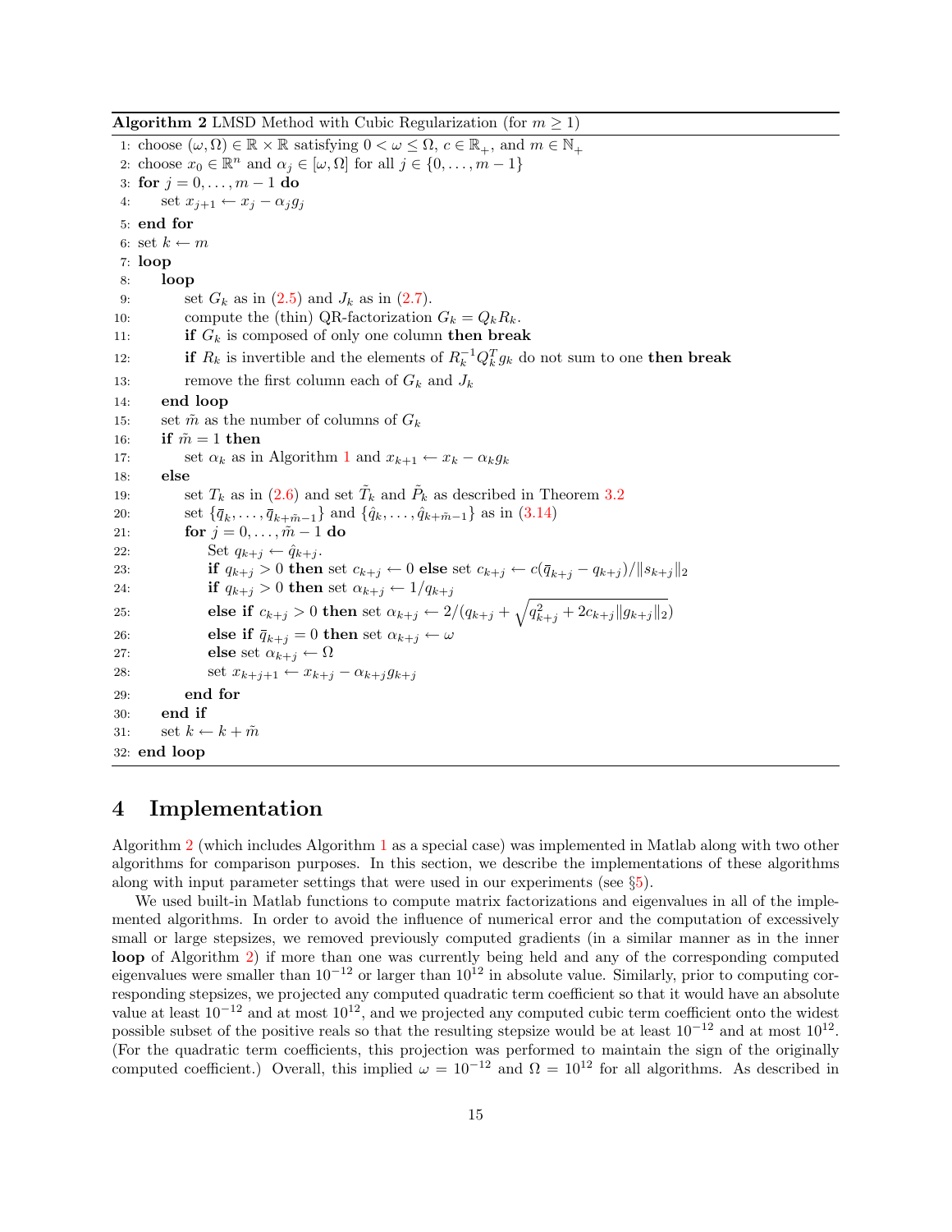**Algorithm 2** LMSD Method with Cubic Regularization (for $m \geq 1$)

```
1: choose (ω, Ω) ∈ ℝ × ℝ satisfying 0 < ω ≤ Ω, c ∈ ℝ₊, and m ∈ ℕ₊
2: choose x₀ ∈ ℝⁿ and α_j ∈ [ω, Ω] for all j ∈ {0, ..., m − 1}
3: for j = 0, ..., m − 1 do
4:     set x_{j+1} ← x_j − α_j g_j
5: end for
6: set k ← m
7: loop
8:     loop
9:         set G_k as in (2.5) and J_k as in (2.7).
10:        compute the (thin) QR-factorization G_k = Q_k R_k.
11:        if G_k is composed of only one column then break
12:        if R_k is invertible and the elements of R_k^{-1} Q_k^T g_k do not sum to one then break
13:        remove the first column each of G_k and J_k
14:    end loop
15:    set m̃ as the number of columns of G_k
16:    if m̃ = 1 then
17:        set α_k as in Algorithm 1 and x_{k+1} ← x_k − α_k g_k
18:    else
19:        set T_k as in (2.6) and set T̃_k and P̃_k as described in Theorem 3.2
20:        set {q̄_k, ..., q̄_{k+m̃−1}} and {q̂_k, ..., q̂_{k+m̃−1}} as in (3.14)
21:        for j = 0, ..., m̃ − 1 do
22:            Set q_{k+j} ← q̂_{k+j}.
23:            if q_{k+j} > 0 then set c_{k+j} ← 0 else set c_{k+j} ← c(q̄_{k+j} − q_{k+j})/‖s_{k+j}‖₂
24:            if q_{k+j} > 0 then set α_{k+j} ← 1/q_{k+j}
25:            else if c_{k+j} > 0 then set α_{k+j} ← 2/(q_{k+j} + sqrt(q_{k+j}² + 2c_{k+j}‖g_{k+j}‖₂))
26:            else if q̄_{k+j} = 0 then set α_{k+j} ← ω
27:            else set α_{k+j} ← Ω
28:            set x_{k+j+1} ← x_{k+j} − α_{k+j} g_{k+j}
29:        end for
30:    end if
31:    set k ← k + m̃
32: end loop
```

# 4 Implementation

Algorithm 2 (which includes Algorithm 1 as a special case) was implemented in Matlab along with two other algorithms for comparison purposes. In this section, we describe the implementations of these algorithms along with input parameter settings that were used in our experiments (see §5).

We used built-in Matlab functions to compute matrix factorizations and eigenvalues in all of the implemented algorithms. In order to avoid the influence of numerical error and the computation of excessively small or large stepsizes, we removed previously computed gradients (in a similar manner as in the inner **loop** of Algorithm 2) if more than one was currently being held and any of the corresponding computed eigenvalues were smaller than $10^{-12}$ or larger than $10^{12}$ in absolute value. Similarly, prior to computing corresponding stepsizes, we projected any computed quadratic term coefficient so that it would have an absolute value at least $10^{-12}$ and at most $10^{12}$, and we projected any computed cubic term coefficient onto the widest possible subset of the positive reals so that the resulting stepsize would be at least $10^{-12}$ and at most $10^{12}$. (For the quadratic term coefficients, this projection was performed to maintain the sign of the originally computed coefficient.) Overall, this implied $\omega = 10^{-12}$ and $\Omega = 10^{12}$ for all algorithms. As described in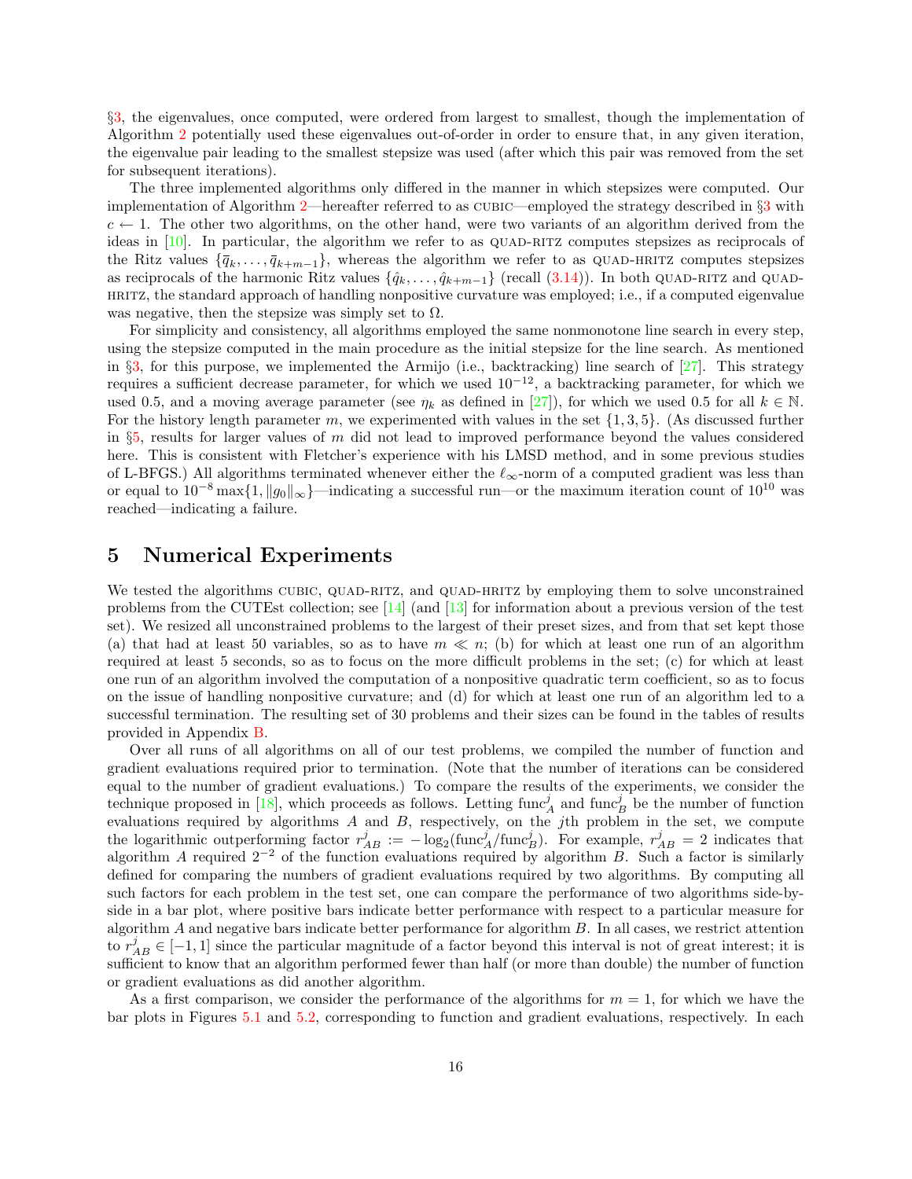§3, the eigenvalues, once computed, were ordered from largest to smallest, though the implementation of Algorithm 2 potentially used these eigenvalues out-of-order in order to ensure that, in any given iteration, the eigenvalue pair leading to the smallest stepsize was used (after which this pair was removed from the set for subsequent iterations).

The three implemented algorithms only differed in the manner in which stepsizes were computed. Our implementation of Algorithm 2—hereafter referred to as CUBIC—employed the strategy described in §3 with $c \leftarrow 1$. The other two algorithms, on the other hand, were two variants of an algorithm derived from the ideas in [10]. In particular, the algorithm we refer to as QUAD-RITZ computes stepsizes as reciprocals of the Ritz values $\{\bar{q}_k, \dots, \bar{q}_{k+m-1}\}$, whereas the algorithm we refer to as QUAD-HRITZ computes stepsizes as reciprocals of the harmonic Ritz values $\{\hat{q}_k, \dots, \hat{q}_{k+m-1}\}$ (recall (3.14)). In both QUAD-RITZ and QUAD-HRITZ, the standard approach of handling nonpositive curvature was employed; i.e., if a computed eigenvalue was negative, then the stepsize was simply set to $\Omega$.

For simplicity and consistency, all algorithms employed the same nonmonotone line search in every step, using the stepsize computed in the main procedure as the initial stepsize for the line search. As mentioned in §3, for this purpose, we implemented the Armijo (i.e., backtracking) line search of [27]. This strategy requires a sufficient decrease parameter, for which we used $10^{-12}$, a backtracking parameter, for which we used 0.5, and a moving average parameter (see $\eta_k$ as defined in [27]), for which we used 0.5 for all $k \in \mathbb{N}$. For the history length parameter $m$, we experimented with values in the set $\{1, 3, 5\}$. (As discussed further in §5, results for larger values of $m$ did not lead to improved performance beyond the values considered here. This is consistent with Fletcher's experience with his LMSD method, and in some previous studies of L-BFGS.) All algorithms terminated whenever either the $\ell_\infty$-norm of a computed gradient was less than or equal to $10^{-8} \max\{1, \|g_0\|_\infty\}$—indicating a successful run—or the maximum iteration count of $10^{10}$ was reached—indicating a failure.

# 5 Numerical Experiments

We tested the algorithms CUBIC, QUAD-RITZ, and QUAD-HRITZ by employing them to solve unconstrained problems from the CUTEst collection; see [14] (and [13] for information about a previous version of the test set). We resized all unconstrained problems to the largest of their preset sizes, and from that set kept those (a) that had at least 50 variables, so as to have $m \ll n$; (b) for which at least one run of an algorithm required at least 5 seconds, so as to focus on the more difficult problems in the set; (c) for which at least one run of an algorithm involved the computation of a nonpositive quadratic term coefficient, so as to focus on the issue of handling nonpositive curvature; and (d) for which at least one run of an algorithm led to a successful termination. The resulting set of 30 problems and their sizes can be found in the tables of results provided in Appendix B.

Over all runs of all algorithms on all of our test problems, we compiled the number of function and gradient evaluations required prior to termination. (Note that the number of iterations can be considered equal to the number of gradient evaluations.) To compare the results of the experiments, we consider the technique proposed in [18], which proceeds as follows. Letting $\text{func}_A^j$ and $\text{func}_B^j$ be the number of function evaluations required by algorithms $A$ and $B$, respectively, on the $j$th problem in the set, we compute the logarithmic outperforming factor $r_{AB}^j := -\log_2(\text{func}_A^j/\text{func}_B^j)$. For example, $r_{AB}^j = 2$ indicates that algorithm $A$ required $2^{-2}$ of the function evaluations required by algorithm $B$. Such a factor is similarly defined for comparing the numbers of gradient evaluations required by two algorithms. By computing all such factors for each problem in the test set, one can compare the performance of two algorithms side-by-side in a bar plot, where positive bars indicate better performance with respect to a particular measure for algorithm $A$ and negative bars indicate better performance for algorithm $B$. In all cases, we restrict attention to $r_{AB}^j \in [-1, 1]$ since the particular magnitude of a factor beyond this interval is not of great interest; it is sufficient to know that an algorithm performed fewer than half (or more than double) the number of function or gradient evaluations as did another algorithm.

As a first comparison, we consider the performance of the algorithms for $m = 1$, for which we have the bar plots in Figures 5.1 and 5.2, corresponding to function and gradient evaluations, respectively. In each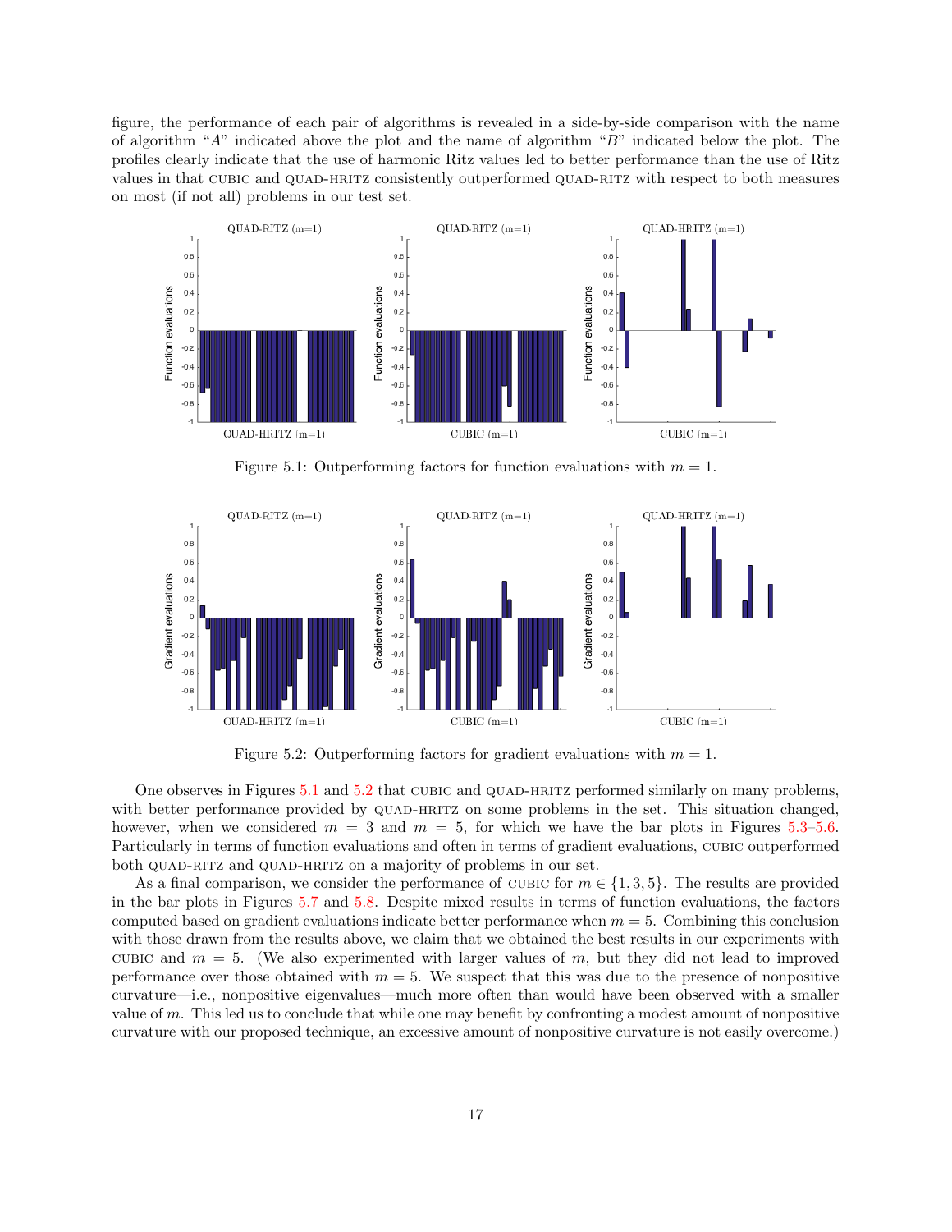figure, the performance of each pair of algorithms is revealed in a side-by-side comparison with the name of algorithm "$A$" indicated above the plot and the name of algorithm "$B$" indicated below the plot. The profiles clearly indicate that the use of harmonic Ritz values led to better performance than the use of Ritz values in that CUBIC and QUAD-HRITZ consistently outperformed QUAD-RITZ with respect to both measures on most (if not all) problems in our test set.

Figure 5.1: Outperforming factors for function evaluations with $m = 1$.

Figure 5.2: Outperforming factors for gradient evaluations with $m = 1$.

One observes in Figures 5.1 and 5.2 that CUBIC and QUAD-HRITZ performed similarly on many problems, with better performance provided by QUAD-HRITZ on some problems in the set. This situation changed, however, when we considered $m = 3$ and $m = 5$, for which we have the bar plots in Figures 5.3–5.6. Particularly in terms of function evaluations and often in terms of gradient evaluations, CUBIC outperformed both QUAD-RITZ and QUAD-HRITZ on a majority of problems in our set.

As a final comparison, we consider the performance of CUBIC for $m \in \{1, 3, 5\}$. The results are provided in the bar plots in Figures 5.7 and 5.8. Despite mixed results in terms of function evaluations, the factors computed based on gradient evaluations indicate better performance when $m = 5$. Combining this conclusion with those drawn from the results above, we claim that we obtained the best results in our experiments with CUBIC and $m = 5$. (We also experimented with larger values of $m$, but they did not lead to improved performance over those obtained with $m = 5$. We suspect that this was due to the presence of nonpositive curvature—i.e., nonpositive eigenvalues—much more often than would have been observed with a smaller value of $m$. This led us to conclude that while one may benefit by confronting a modest amount of nonpositive curvature with our proposed technique, an excessive amount of nonpositive curvature is not easily overcome.)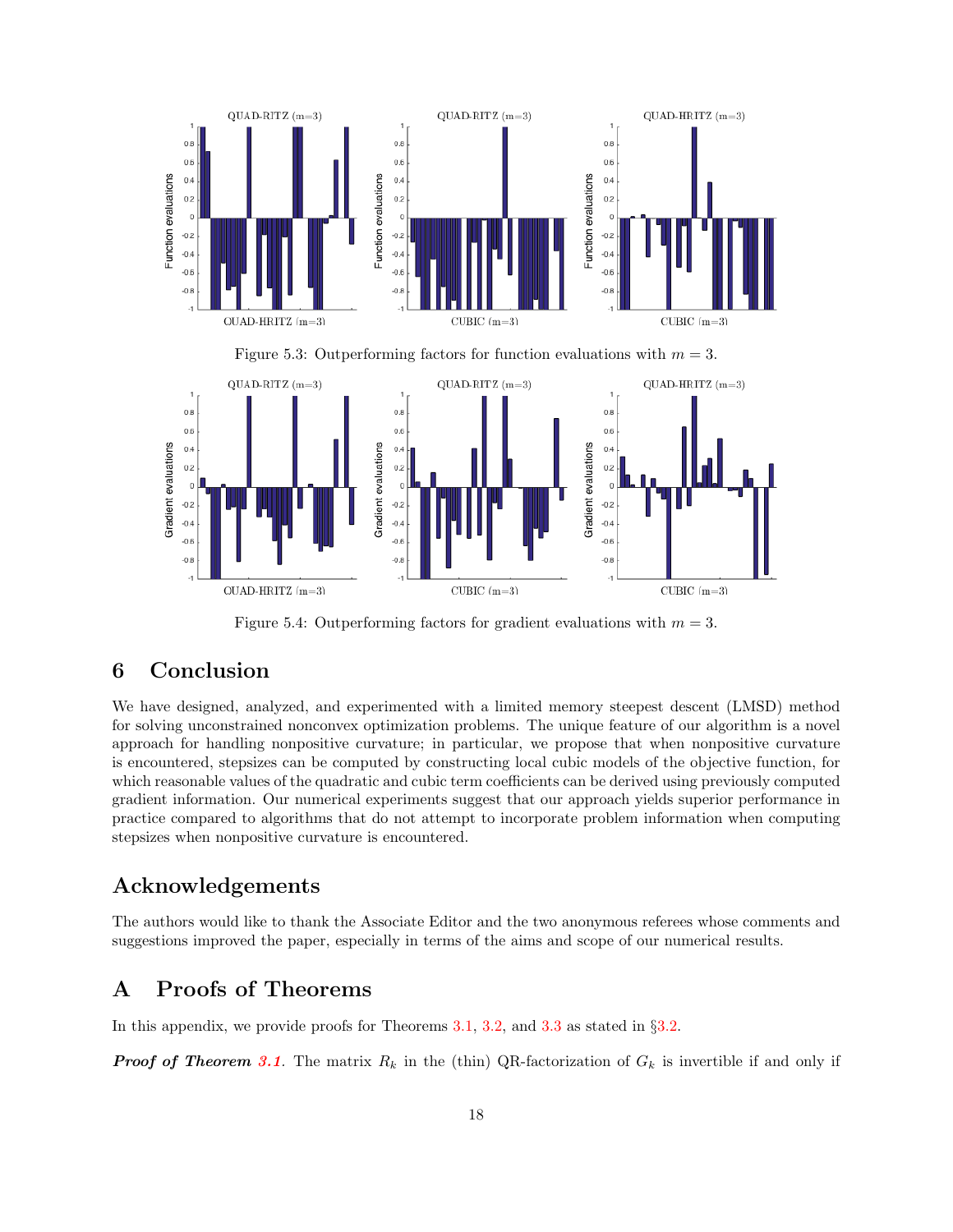Figure 5.3: Outperforming factors for function evaluations with $m = 3$.

Figure 5.4: Outperforming factors for gradient evaluations with $m = 3$.

## 6 Conclusion

We have designed, analyzed, and experimented with a limited memory steepest descent (LMSD) method for solving unconstrained nonconvex optimization problems. The unique feature of our algorithm is a novel approach for handling nonpositive curvature; in particular, we propose that when nonpositive curvature is encountered, stepsizes can be computed by constructing local cubic models of the objective function, for which reasonable values of the quadratic and cubic term coefficients can be derived using previously computed gradient information. Our numerical experiments suggest that our approach yields superior performance in practice compared to algorithms that do not attempt to incorporate problem information when computing stepsizes when nonpositive curvature is encountered.

## Acknowledgements

The authors would like to thank the Associate Editor and the two anonymous referees whose comments and suggestions improved the paper, especially in terms of the aims and scope of our numerical results.

## A Proofs of Theorems

In this appendix, we provide proofs for Theorems 3.1, 3.2, and 3.3 as stated in §3.2.

***Proof of Theorem 3.1.*** The matrix $R_k$ in the (thin) QR-factorization of $G_k$ is invertible if and only if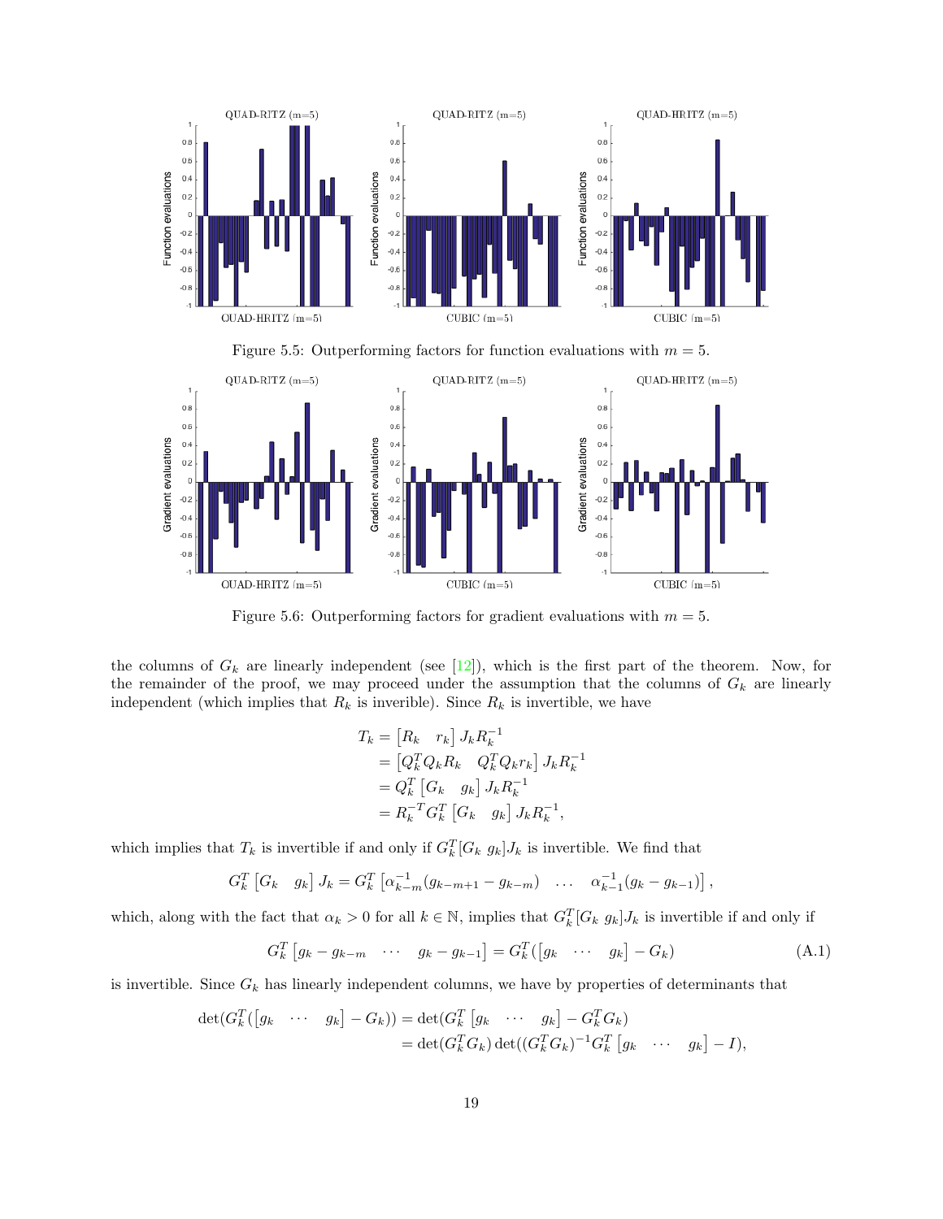Figure 5.5: Outperforming factors for function evaluations with $m = 5$.

Figure 5.6: Outperforming factors for gradient evaluations with $m = 5$.

the columns of $G_k$ are linearly independent (see [12]), which is the first part of the theorem. Now, for the remainder of the proof, we may proceed under the assumption that the columns of $G_k$ are linearly independent (which implies that $R_k$ is inverible). Since $R_k$ is invertible, we have

$$
\begin{aligned}
T_k &= \begin{bmatrix} R_k & r_k \end{bmatrix} J_k R_k^{-1} \\
&= \begin{bmatrix} Q_k^T Q_k R_k & Q_k^T Q_k r_k \end{bmatrix} J_k R_k^{-1} \\
&= Q_k^T \begin{bmatrix} G_k & g_k \end{bmatrix} J_k R_k^{-1} \\
&= R_k^{-T} G_k^T \begin{bmatrix} G_k & g_k \end{bmatrix} J_k R_k^{-1},
\end{aligned}
$$

which implies that $T_k$ is invertible if and only if $G_k^T [G_k \; g_k] J_k$ is invertible. We find that

$$
G_k^T \begin{bmatrix} G_k & g_k \end{bmatrix} J_k = G_k^T \begin{bmatrix} \alpha_{k-m}^{-1}(g_{k-m+1} - g_{k-m}) & \dots & \alpha_{k-1}^{-1}(g_k - g_{k-1}) \end{bmatrix},
$$

which, along with the fact that $\alpha_k > 0$ for all $k \in \mathbb{N}$, implies that $G_k^T [G_k \; g_k] J_k$ is invertible if and only if

$$
G_k^T \begin{bmatrix} g_k - g_{k-m} & \cdots & g_k - g_{k-1} \end{bmatrix} = G_k^T (\begin{bmatrix} g_k & \cdots & g_k \end{bmatrix} - G_k) \tag{A.1}
$$

is invertible. Since $G_k$ has linearly independent columns, we have by properties of determinants that

$$
\begin{aligned}
\det(G_k^T (\begin{bmatrix} g_k & \cdots & g_k \end{bmatrix} - G_k)) &= \det(G_k^T \begin{bmatrix} g_k & \cdots & g_k \end{bmatrix} - G_k^T G_k) \\
&= \det(G_k^T G_k) \det((G_k^T G_k)^{-1} G_k^T \begin{bmatrix} g_k & \cdots & g_k \end{bmatrix} - I),
\end{aligned}
$$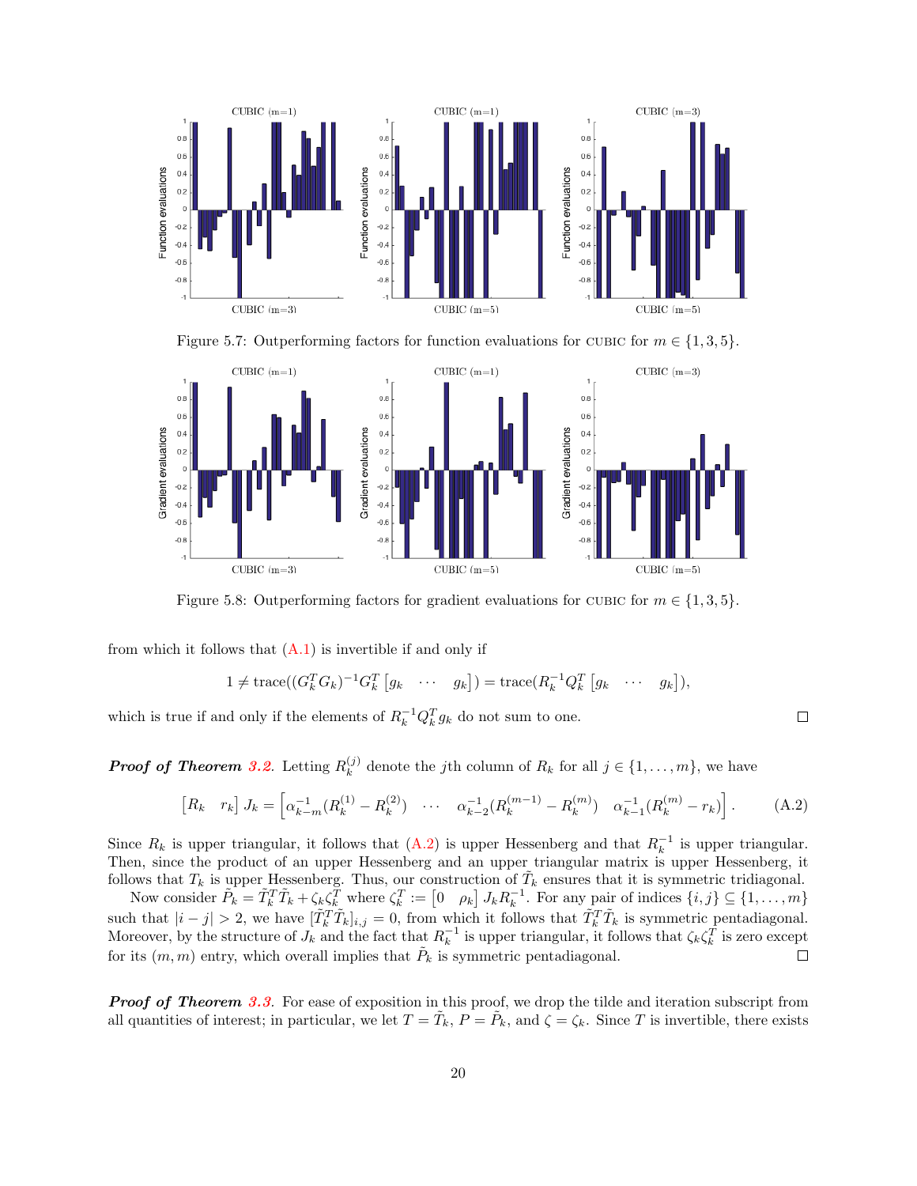Figure 5.7: Outperforming factors for function evaluations for CUBIC for $m \in \{1, 3, 5\}$.

Figure 5.8: Outperforming factors for gradient evaluations for CUBIC for $m \in \{1, 3, 5\}$.

from which it follows that (A.1) is invertible if and only if

$$1 \neq \text{trace}((G_k^T G_k)^{-1} G_k^T \begin{bmatrix} g_k & \cdots & g_k \end{bmatrix}) = \text{trace}(R_k^{-1} Q_k^T \begin{bmatrix} g_k & \cdots & g_k \end{bmatrix}),$$

which is true if and only if the elements of $R_k^{-1} Q_k^T g_k$ do not sum to one. $\square$

***Proof of Theorem 3.2.*** Letting $R_k^{(j)}$ denote the $j$th column of $R_k$ for all $j \in \{1, \dots, m\}$, we have

$$\begin{bmatrix} R_k & r_k \end{bmatrix} J_k = \begin{bmatrix} \alpha_{k-m}^{-1}(R_k^{(1)} - R_k^{(2)}) & \cdots & \alpha_{k-2}^{-1}(R_k^{(m-1)} - R_k^{(m)}) & \alpha_{k-1}^{-1}(R_k^{(m)} - r_k) \end{bmatrix}. \tag{A.2}$$

Since $R_k$ is upper triangular, it follows that (A.2) is upper Hessenberg and that $R_k^{-1}$ is upper triangular. Then, since the product of an upper Hessenberg and an upper triangular matrix is upper Hessenberg, it follows that $T_k$ is upper Hessenberg. Thus, our construction of $\tilde{T}_k$ ensures that it is symmetric tridiagonal.

Now consider $\tilde{P}_k = \tilde{T}_k^T \tilde{T}_k + \zeta_k \zeta_k^T$ where $\zeta_k^T := \begin{bmatrix} 0 & \rho_k \end{bmatrix} J_k R_k^{-1}$. For any pair of indices $\{i, j\} \subseteq \{1, \dots, m\}$ such that $|i - j| > 2$, we have $[\tilde{T}_k^T \tilde{T}_k]_{i,j} = 0$, from which it follows that $\tilde{T}_k^T \tilde{T}_k$ is symmetric pentadiagonal. Moreover, by the structure of $J_k$ and the fact that $R_k^{-1}$ is upper triangular, it follows that $\zeta_k \zeta_k^T$ is zero except for its $(m, m)$ entry, which overall implies that $\tilde{P}_k$ is symmetric pentadiagonal. $\square$

***Proof of Theorem 3.3.*** For ease of exposition in this proof, we drop the tilde and iteration subscript from all quantities of interest; in particular, we let $T = \tilde{T}_k$, $P = \tilde{P}_k$, and $\zeta = \zeta_k$. Since $T$ is invertible, there exists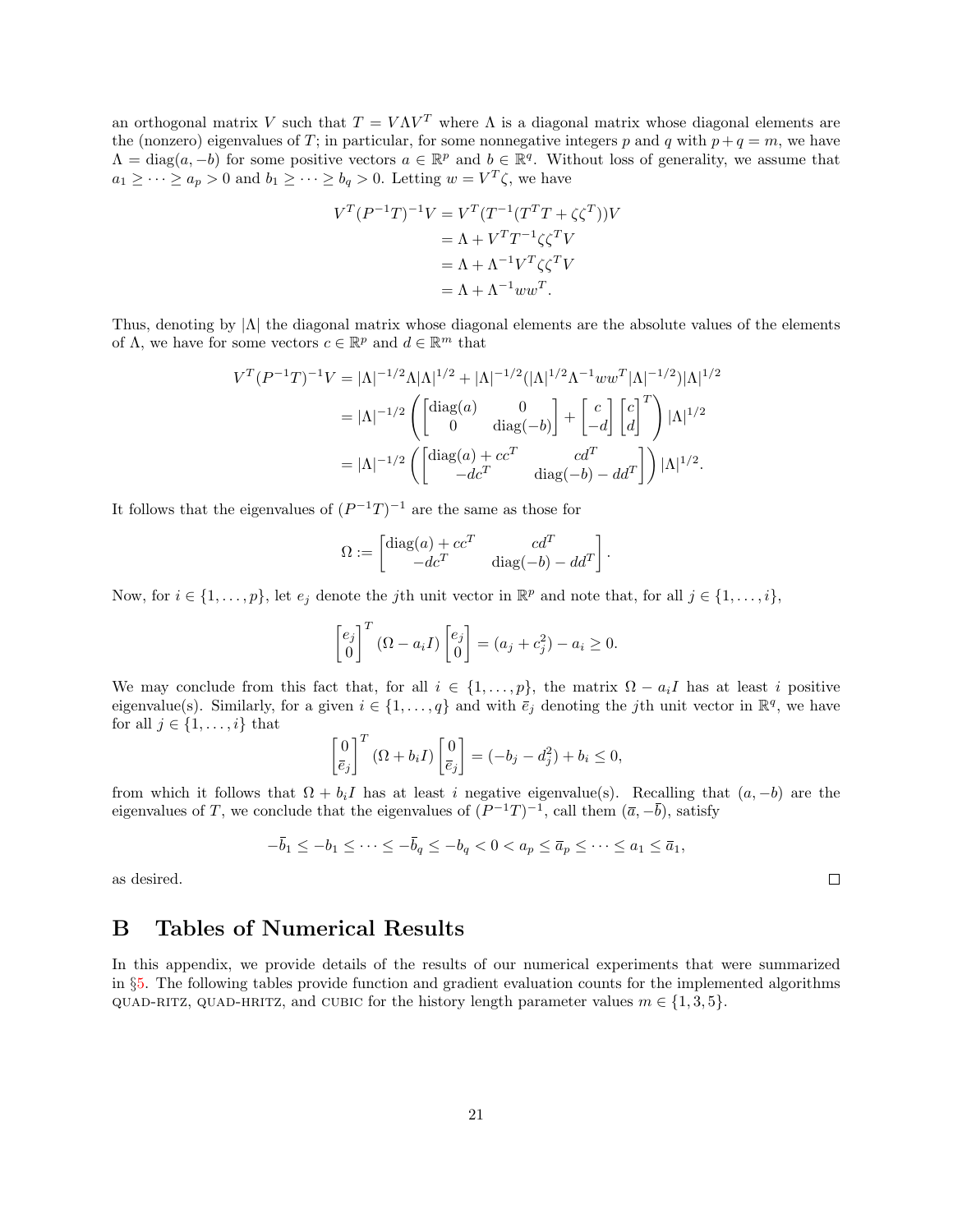an orthogonal matrix $V$ such that $T = V\Lambda V^T$ where $\Lambda$ is a diagonal matrix whose diagonal elements are the (nonzero) eigenvalues of $T$; in particular, for some nonnegative integers $p$ and $q$ with $p+q=m$, we have $\Lambda = \text{diag}(a, -b)$ for some positive vectors $a \in \mathbb{R}^p$ and $b \in \mathbb{R}^q$. Without loss of generality, we assume that $a_1 \geq \cdots \geq a_p > 0$ and $b_1 \geq \cdots \geq b_q > 0$. Letting $w = V^T\zeta$, we have

$$
\begin{aligned}
V^T(P^{-1}T)^{-1}V &= V^T(T^{-1}(T^TT + \zeta\zeta^T))V \\
&= \Lambda + V^TT^{-1}\zeta\zeta^TV \\
&= \Lambda + \Lambda^{-1}V^T\zeta\zeta^TV \\
&= \Lambda + \Lambda^{-1}ww^T.
\end{aligned}
$$

Thus, denoting by $|\Lambda|$ the diagonal matrix whose diagonal elements are the absolute values of the elements of $\Lambda$, we have for some vectors $c \in \mathbb{R}^p$ and $d \in \mathbb{R}^m$ that

$$
\begin{aligned}
V^T(P^{-1}T)^{-1}V &= |\Lambda|^{-1/2}\Lambda|\Lambda|^{1/2} + |\Lambda|^{-1/2}(|\Lambda|^{1/2}\Lambda^{-1}ww^T|\Lambda|^{-1/2})|\Lambda|^{1/2} \\
&= |\Lambda|^{-1/2}\left(\begin{bmatrix}\text{diag}(a) & 0 \\ 0 & \text{diag}(-b)\end{bmatrix} + \begin{bmatrix} c \\ -d\end{bmatrix}\begin{bmatrix} c \\ d\end{bmatrix}^T\right)|\Lambda|^{1/2} \\
&= |\Lambda|^{-1/2}\left(\begin{bmatrix}\text{diag}(a) + cc^T & cd^T \\ -dc^T & \text{diag}(-b) - dd^T\end{bmatrix}\right)|\Lambda|^{1/2}.
\end{aligned}
$$

It follows that the eigenvalues of $(P^{-1}T)^{-1}$ are the same as those for

$$
\Omega := \begin{bmatrix}\text{diag}(a) + cc^T & cd^T \\ -dc^T & \text{diag}(-b) - dd^T\end{bmatrix}.
$$

Now, for $i \in \{1, \dots, p\}$, let $e_j$ denote the $j$th unit vector in $\mathbb{R}^p$ and note that, for all $j \in \{1, \dots, i\}$,

$$
\begin{bmatrix} e_j \\ 0 \end{bmatrix}^T (\Omega - a_iI) \begin{bmatrix} e_j \\ 0 \end{bmatrix} = (a_j + c_j^2) - a_i \geq 0.
$$

We may conclude from this fact that, for all $i \in \{1, \dots, p\}$, the matrix $\Omega - a_iI$ has at least $i$ positive eigenvalue(s). Similarly, for a given $i \in \{1, \dots, q\}$ and with $\bar{e}_j$ denoting the $j$th unit vector in $\mathbb{R}^q$, we have for all $j \in \{1, \dots, i\}$ that

$$
\begin{bmatrix} 0 \\ \bar{e}_j \end{bmatrix}^T (\Omega + b_iI) \begin{bmatrix} 0 \\ \bar{e}_j \end{bmatrix} = (-b_j - d_j^2) + b_i \leq 0,
$$

from which it follows that $\Omega + b_iI$ has at least $i$ negative eigenvalue(s). Recalling that $(a, -b)$ are the eigenvalues of $T$, we conclude that the eigenvalues of $(P^{-1}T)^{-1}$, call them $(\bar{a}, -\bar{b})$, satisfy

$$
-\bar{b}_1 \leq -b_1 \leq \cdots \leq -\bar{b}_q \leq -b_q < 0 < a_p \leq \bar{a}_p \leq \cdots \leq a_1 \leq \bar{a}_1,
$$

as desired. □

# B Tables of Numerical Results

In this appendix, we provide details of the results of our numerical experiments that were summarized in §5. The following tables provide function and gradient evaluation counts for the implemented algorithms QUAD-RITZ, QUAD-HRITZ, and CUBIC for the history length parameter values $m \in \{1, 3, 5\}$.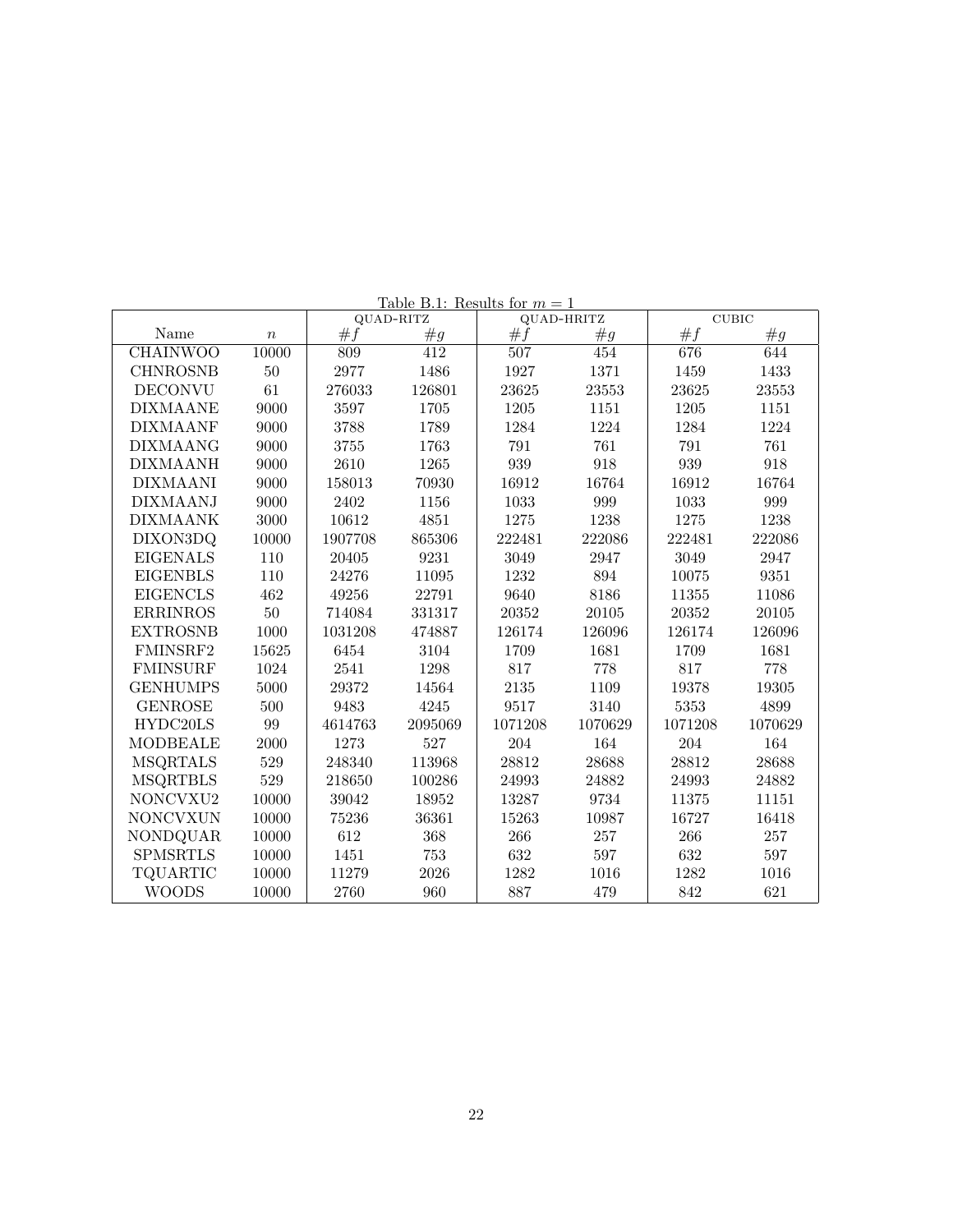Table B.1: Results for $m = 1$

| | | QUAD-RITZ | | QUAD-HRITZ | | CUBIC | |
|---|---|---|---|---|---|---|---|
| Name | $n$ | $\#f$ | $\#g$ | $\#f$ | $\#g$ | $\#f$ | $\#g$ |
| CHAINWOO | 10000 | 809 | 412 | 507 | 454 | 676 | 644 |
| CHNROSNB | 50 | 2977 | 1486 | 1927 | 1371 | 1459 | 1433 |
| DECONVU | 61 | 276033 | 126801 | 23625 | 23553 | 23625 | 23553 |
| DIXMAANE | 9000 | 3597 | 1705 | 1205 | 1151 | 1205 | 1151 |
| DIXMAANF | 9000 | 3788 | 1789 | 1284 | 1224 | 1284 | 1224 |
| DIXMAANG | 9000 | 3755 | 1763 | 791 | 761 | 791 | 761 |
| DIXMAANH | 9000 | 2610 | 1265 | 939 | 918 | 939 | 918 |
| DIXMAANI | 9000 | 158013 | 70930 | 16912 | 16764 | 16912 | 16764 |
| DIXMAANJ | 9000 | 2402 | 1156 | 1033 | 999 | 1033 | 999 |
| DIXMAANK | 3000 | 10612 | 4851 | 1275 | 1238 | 1275 | 1238 |
| DIXON3DQ | 10000 | 1907708 | 865306 | 222481 | 222086 | 222481 | 222086 |
| EIGENALS | 110 | 20405 | 9231 | 3049 | 2947 | 3049 | 2947 |
| EIGENBLS | 110 | 24276 | 11095 | 1232 | 894 | 10075 | 9351 |
| EIGENCLS | 462 | 49256 | 22791 | 9640 | 8186 | 11355 | 11086 |
| ERRINROS | 50 | 714084 | 331317 | 20352 | 20105 | 20352 | 20105 |
| EXTROSNB | 1000 | 1031208 | 474887 | 126174 | 126096 | 126174 | 126096 |
| FMINSRF2 | 15625 | 6454 | 3104 | 1709 | 1681 | 1709 | 1681 |
| FMINSURF | 1024 | 2541 | 1298 | 817 | 778 | 817 | 778 |
| GENHUMPS | 5000 | 29372 | 14564 | 2135 | 1109 | 19378 | 19305 |
| GENROSE | 500 | 9483 | 4245 | 9517 | 3140 | 5353 | 4899 |
| HYDC20LS | 99 | 4614763 | 2095069 | 1071208 | 1070629 | 1071208 | 1070629 |
| MODBEALE | 2000 | 1273 | 527 | 204 | 164 | 204 | 164 |
| MSQRTALS | 529 | 248340 | 113968 | 28812 | 28688 | 28812 | 28688 |
| MSQRTBLS | 529 | 218650 | 100286 | 24993 | 24882 | 24993 | 24882 |
| NONCVXU2 | 10000 | 39042 | 18952 | 13287 | 9734 | 11375 | 11151 |
| NONCVXUN | 10000 | 75236 | 36361 | 15263 | 10987 | 16727 | 16418 |
| NONDQUAR | 10000 | 612 | 368 | 266 | 257 | 266 | 257 |
| SPMSRTLS | 10000 | 1451 | 753 | 632 | 597 | 632 | 597 |
| TQUARTIC | 10000 | 11279 | 2026 | 1282 | 1016 | 1282 | 1016 |
| WOODS | 10000 | 2760 | 960 | 887 | 479 | 842 | 621 |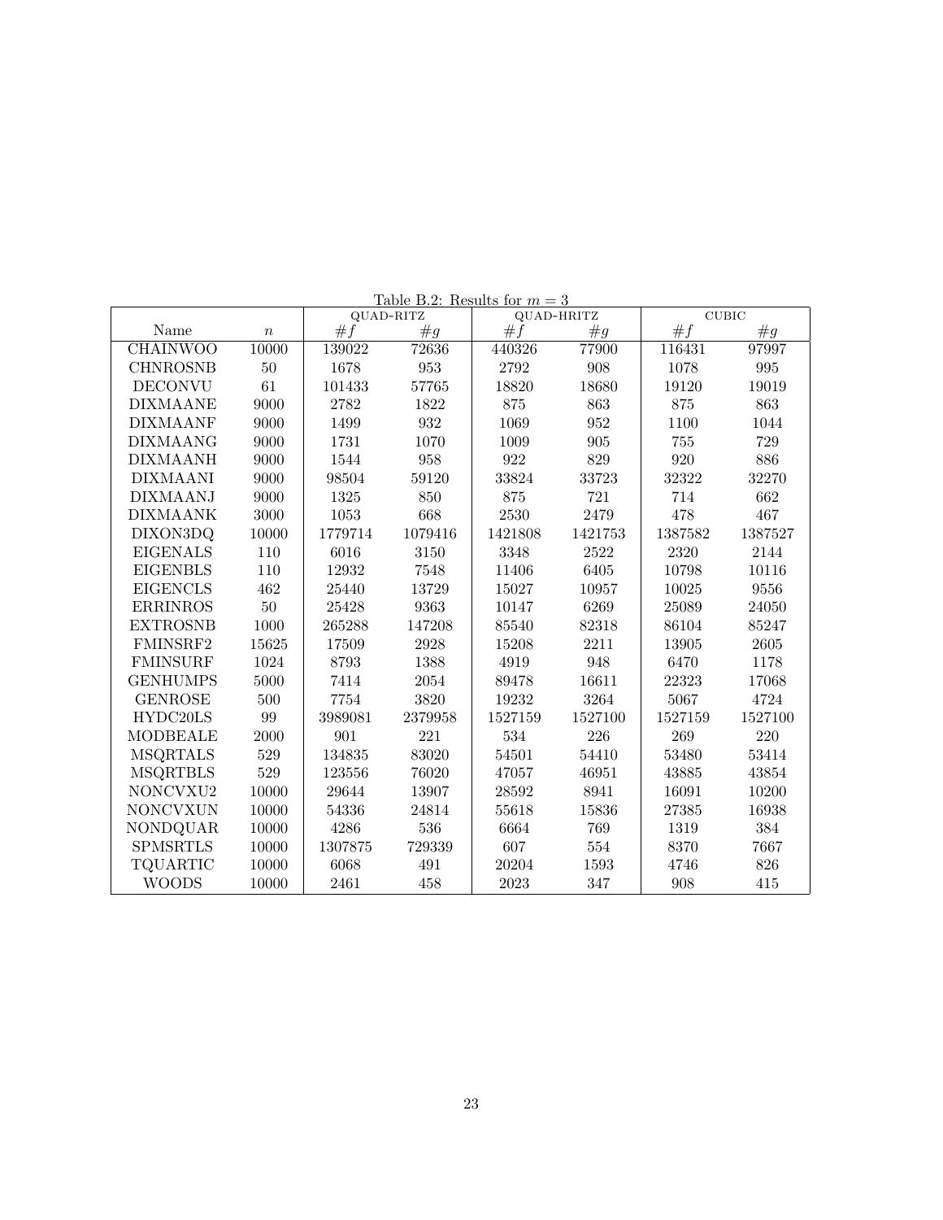Table B.2: Results for $m = 3$

| | | QUAD-RITZ | | QUAD-HRITZ | | CUBIC | |
|---|---|---|---|---|---|---|---|
| Name | $n$ | $\#f$ | $\#g$ | $\#f$ | $\#g$ | $\#f$ | $\#g$ |
| CHAINWOO | 10000 | 139022 | 72636 | 440326 | 77900 | 116431 | 97997 |
| CHNROSNB | 50 | 1678 | 953 | 2792 | 908 | 1078 | 995 |
| DECONVU | 61 | 101433 | 57765 | 18820 | 18680 | 19120 | 19019 |
| DIXMAANE | 9000 | 2782 | 1822 | 875 | 863 | 875 | 863 |
| DIXMAANF | 9000 | 1499 | 932 | 1069 | 952 | 1100 | 1044 |
| DIXMAANG | 9000 | 1731 | 1070 | 1009 | 905 | 755 | 729 |
| DIXMAANH | 9000 | 1544 | 958 | 922 | 829 | 920 | 886 |
| DIXMAANI | 9000 | 98504 | 59120 | 33824 | 33723 | 32322 | 32270 |
| DIXMAANJ | 9000 | 1325 | 850 | 875 | 721 | 714 | 662 |
| DIXMAANK | 3000 | 1053 | 668 | 2530 | 2479 | 478 | 467 |
| DIXON3DQ | 10000 | 1779714 | 1079416 | 1421808 | 1421753 | 1387582 | 1387527 |
| EIGENALS | 110 | 6016 | 3150 | 3348 | 2522 | 2320 | 2144 |
| EIGENBLS | 110 | 12932 | 7548 | 11406 | 6405 | 10798 | 10116 |
| EIGENCLS | 462 | 25440 | 13729 | 15027 | 10957 | 10025 | 9556 |
| ERRINROS | 50 | 25428 | 9363 | 10147 | 6269 | 25089 | 24050 |
| EXTROSNB | 1000 | 265288 | 147208 | 85540 | 82318 | 86104 | 85247 |
| FMINSRF2 | 15625 | 17509 | 2928 | 15208 | 2211 | 13905 | 2605 |
| FMINSURF | 1024 | 8793 | 1388 | 4919 | 948 | 6470 | 1178 |
| GENHUMPS | 5000 | 7414 | 2054 | 89478 | 16611 | 22323 | 17068 |
| GENROSE | 500 | 7754 | 3820 | 19232 | 3264 | 5067 | 4724 |
| HYDC20LS | 99 | 3989081 | 2379958 | 1527159 | 1527100 | 1527159 | 1527100 |
| MODBEALE | 2000 | 901 | 221 | 534 | 226 | 269 | 220 |
| MSQRTALS | 529 | 134835 | 83020 | 54501 | 54410 | 53480 | 53414 |
| MSQRTBLS | 529 | 123556 | 76020 | 47057 | 46951 | 43885 | 43854 |
| NONCVXU2 | 10000 | 29644 | 13907 | 28592 | 8941 | 16091 | 10200 |
| NONCVXUN | 10000 | 54336 | 24814 | 55618 | 15836 | 27385 | 16938 |
| NONDQUAR | 10000 | 4286 | 536 | 6664 | 769 | 1319 | 384 |
| SPMSRTLS | 10000 | 1307875 | 729339 | 607 | 554 | 8370 | 7667 |
| TQUARTIC | 10000 | 6068 | 491 | 20204 | 1593 | 4746 | 826 |
| WOODS | 10000 | 2461 | 458 | 2023 | 347 | 908 | 415 |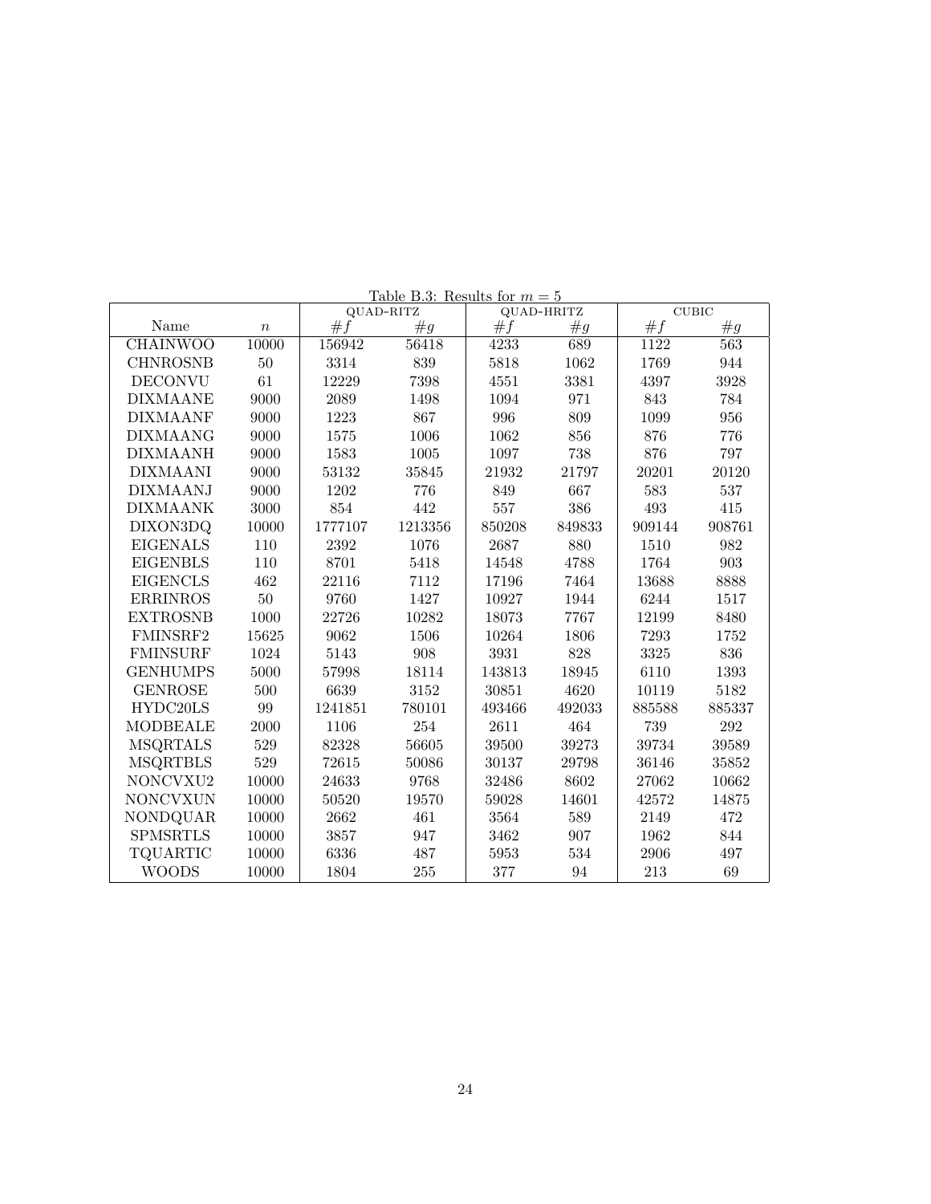Table B.3: Results for $m = 5$

| | | QUAD-RITZ | | QUAD-HRITZ | | CUBIC | |
|---|---|---|---|---|---|---|---|
| Name | $n$ | $\#f$ | $\#g$ | $\#f$ | $\#g$ | $\#f$ | $\#g$ |
| CHAINWOO | 10000 | 156942 | 56418 | 4233 | 689 | 1122 | 563 |
| CHNROSNB | 50 | 3314 | 839 | 5818 | 1062 | 1769 | 944 |
| DECONVU | 61 | 12229 | 7398 | 4551 | 3381 | 4397 | 3928 |
| DIXMAANE | 9000 | 2089 | 1498 | 1094 | 971 | 843 | 784 |
| DIXMAANF | 9000 | 1223 | 867 | 996 | 809 | 1099 | 956 |
| DIXMAANG | 9000 | 1575 | 1006 | 1062 | 856 | 876 | 776 |
| DIXMAANH | 9000 | 1583 | 1005 | 1097 | 738 | 876 | 797 |
| DIXMAANI | 9000 | 53132 | 35845 | 21932 | 21797 | 20201 | 20120 |
| DIXMAANJ | 9000 | 1202 | 776 | 849 | 667 | 583 | 537 |
| DIXMAANK | 3000 | 854 | 442 | 557 | 386 | 493 | 415 |
| DIXON3DQ | 10000 | 1777107 | 1213356 | 850208 | 849833 | 909144 | 908761 |
| EIGENALS | 110 | 2392 | 1076 | 2687 | 880 | 1510 | 982 |
| EIGENBLS | 110 | 8701 | 5418 | 14548 | 4788 | 1764 | 903 |
| EIGENCLS | 462 | 22116 | 7112 | 17196 | 7464 | 13688 | 8888 |
| ERRINROS | 50 | 9760 | 1427 | 10927 | 1944 | 6244 | 1517 |
| EXTROSNB | 1000 | 22726 | 10282 | 18073 | 7767 | 12199 | 8480 |
| FMINSRF2 | 15625 | 9062 | 1506 | 10264 | 1806 | 7293 | 1752 |
| FMINSURF | 1024 | 5143 | 908 | 3931 | 828 | 3325 | 836 |
| GENHUMPS | 5000 | 57998 | 18114 | 143813 | 18945 | 6110 | 1393 |
| GENROSE | 500 | 6639 | 3152 | 30851 | 4620 | 10119 | 5182 |
| HYDC20LS | 99 | 1241851 | 780101 | 493466 | 492033 | 885588 | 885337 |
| MODBEALE | 2000 | 1106 | 254 | 2611 | 464 | 739 | 292 |
| MSQRTALS | 529 | 82328 | 56605 | 39500 | 39273 | 39734 | 39589 |
| MSQRTBLS | 529 | 72615 | 50086 | 30137 | 29798 | 36146 | 35852 |
| NONCVXU2 | 10000 | 24633 | 9768 | 32486 | 8602 | 27062 | 10662 |
| NONCVXUN | 10000 | 50520 | 19570 | 59028 | 14601 | 42572 | 14875 |
| NONDQUAR | 10000 | 2662 | 461 | 3564 | 589 | 2149 | 472 |
| SPMSRTLS | 10000 | 3857 | 947 | 3462 | 907 | 1962 | 844 |
| TQUARTIC | 10000 | 6336 | 487 | 5953 | 534 | 2906 | 497 |
| WOODS | 10000 | 1804 | 255 | 377 | 94 | 213 | 69 |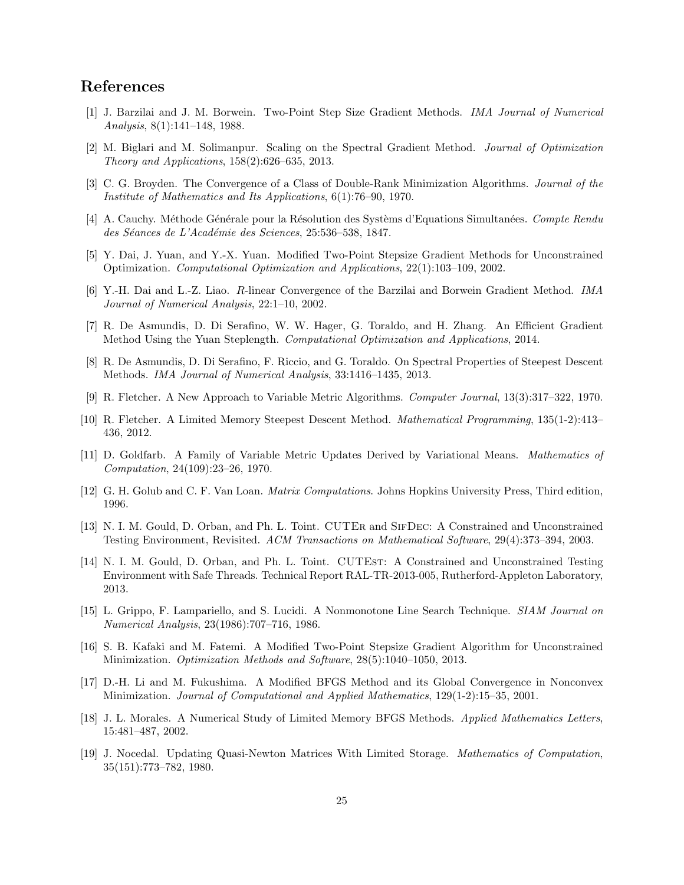# References

[1] J. Barzilai and J. M. Borwein. Two-Point Step Size Gradient Methods. *IMA Journal of Numerical Analysis*, 8(1):141–148, 1988.

[2] M. Biglari and M. Solimanpur. Scaling on the Spectral Gradient Method. *Journal of Optimization Theory and Applications*, 158(2):626–635, 2013.

[3] C. G. Broyden. The Convergence of a Class of Double-Rank Minimization Algorithms. *Journal of the Institute of Mathematics and Its Applications*, 6(1):76–90, 1970.

[4] A. Cauchy. Méthode Générale pour la Résolution des Systèms d'Equations Simultanées. *Compte Rendu des Séances de L'Académie des Sciences*, 25:536–538, 1847.

[5] Y. Dai, J. Yuan, and Y.-X. Yuan. Modified Two-Point Stepsize Gradient Methods for Unconstrained Optimization. *Computational Optimization and Applications*, 22(1):103–109, 2002.

[6] Y.-H. Dai and L.-Z. Liao. *R*-linear Convergence of the Barzilai and Borwein Gradient Method. *IMA Journal of Numerical Analysis*, 22:1–10, 2002.

[7] R. De Asmundis, D. Di Serafino, W. W. Hager, G. Toraldo, and H. Zhang. An Efficient Gradient Method Using the Yuan Steplength. *Computational Optimization and Applications*, 2014.

[8] R. De Asmundis, D. Di Serafino, F. Riccio, and G. Toraldo. On Spectral Properties of Steepest Descent Methods. *IMA Journal of Numerical Analysis*, 33:1416–1435, 2013.

[9] R. Fletcher. A New Approach to Variable Metric Algorithms. *Computer Journal*, 13(3):317–322, 1970.

[10] R. Fletcher. A Limited Memory Steepest Descent Method. *Mathematical Programming*, 135(1-2):413–436, 2012.

[11] D. Goldfarb. A Family of Variable Metric Updates Derived by Variational Means. *Mathematics of Computation*, 24(109):23–26, 1970.

[12] G. H. Golub and C. F. Van Loan. *Matrix Computations*. Johns Hopkins University Press, Third edition, 1996.

[13] N. I. M. Gould, D. Orban, and Ph. L. Toint. CUTEr and SifDec: A Constrained and Unconstrained Testing Environment, Revisited. *ACM Transactions on Mathematical Software*, 29(4):373–394, 2003.

[14] N. I. M. Gould, D. Orban, and Ph. L. Toint. CUTEst: A Constrained and Unconstrained Testing Environment with Safe Threads. Technical Report RAL-TR-2013-005, Rutherford-Appleton Laboratory, 2013.

[15] L. Grippo, F. Lampariello, and S. Lucidi. A Nonmonotone Line Search Technique. *SIAM Journal on Numerical Analysis*, 23(1986):707–716, 1986.

[16] S. B. Kafaki and M. Fatemi. A Modified Two-Point Stepsize Gradient Algorithm for Unconstrained Minimization. *Optimization Methods and Software*, 28(5):1040–1050, 2013.

[17] D.-H. Li and M. Fukushima. A Modified BFGS Method and its Global Convergence in Nonconvex Minimization. *Journal of Computational and Applied Mathematics*, 129(1-2):15–35, 2001.

[18] J. L. Morales. A Numerical Study of Limited Memory BFGS Methods. *Applied Mathematics Letters*, 15:481–487, 2002.

[19] J. Nocedal. Updating Quasi-Newton Matrices With Limited Storage. *Mathematics of Computation*, 35(151):773–782, 1980.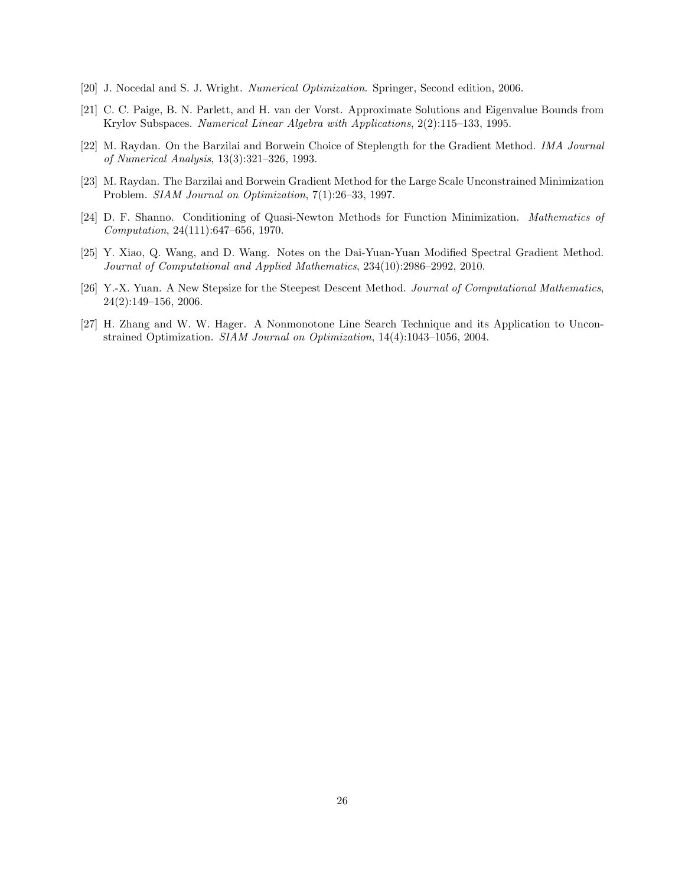[20] J. Nocedal and S. J. Wright. *Numerical Optimization*. Springer, Second edition, 2006.

[21] C. C. Paige, B. N. Parlett, and H. van der Vorst. Approximate Solutions and Eigenvalue Bounds from Krylov Subspaces. *Numerical Linear Algebra with Applications*, 2(2):115–133, 1995.

[22] M. Raydan. On the Barzilai and Borwein Choice of Steplength for the Gradient Method. *IMA Journal of Numerical Analysis*, 13(3):321–326, 1993.

[23] M. Raydan. The Barzilai and Borwein Gradient Method for the Large Scale Unconstrained Minimization Problem. *SIAM Journal on Optimization*, 7(1):26–33, 1997.

[24] D. F. Shanno. Conditioning of Quasi-Newton Methods for Function Minimization. *Mathematics of Computation*, 24(111):647–656, 1970.

[25] Y. Xiao, Q. Wang, and D. Wang. Notes on the Dai-Yuan-Yuan Modified Spectral Gradient Method. *Journal of Computational and Applied Mathematics*, 234(10):2986–2992, 2010.

[26] Y.-X. Yuan. A New Stepsize for the Steepest Descent Method. *Journal of Computational Mathematics*, 24(2):149–156, 2006.

[27] H. Zhang and W. W. Hager. A Nonmonotone Line Search Technique and its Application to Unconstrained Optimization. *SIAM Journal on Optimization*, 14(4):1043–1056, 2004.